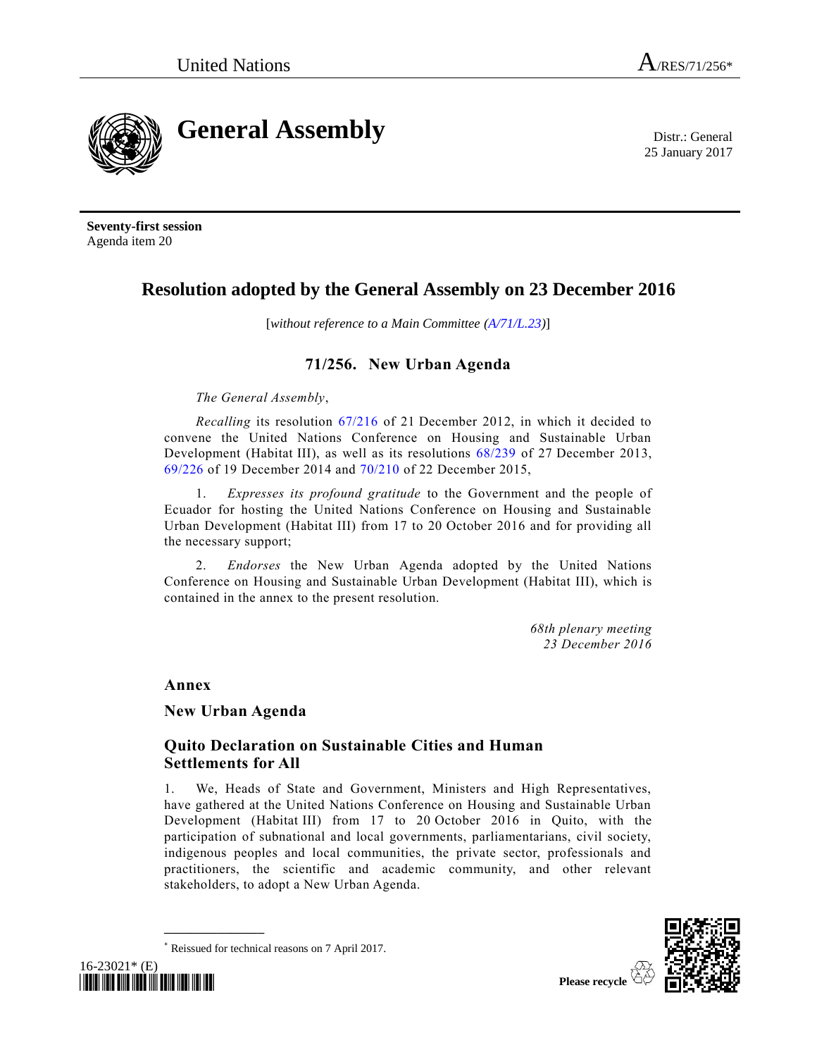United Nations A/RES/71/256*

# General Assembly

Distr.: General
25 January 2017

**Seventy-first session**
Agenda item 20

## Resolution adopted by the General Assembly on 23 December 2016

[*without reference to a Main Committee (A/71/L.23)*]

### 71/256. New Urban Agenda

*The General Assembly*,

*Recalling* its resolution 67/216 of 21 December 2012, in which it decided to convene the United Nations Conference on Housing and Sustainable Urban Development (Habitat III), as well as its resolutions 68/239 of 27 December 2013, 69/226 of 19 December 2014 and 70/210 of 22 December 2015,

1. *Expresses its profound gratitude* to the Government and the people of Ecuador for hosting the United Nations Conference on Housing and Sustainable Urban Development (Habitat III) from 17 to 20 October 2016 and for providing all the necessary support;

2. *Endorses* the New Urban Agenda adopted by the United Nations Conference on Housing and Sustainable Urban Development (Habitat III), which is contained in the annex to the present resolution.

*68th plenary meeting*
*23 December 2016*

## Annex

## New Urban Agenda

### Quito Declaration on Sustainable Cities and Human Settlements for All

1. We, Heads of State and Government, Ministers and High Representatives, have gathered at the United Nations Conference on Housing and Sustainable Urban Development (Habitat III) from 17 to 20 October 2016 in Quito, with the participation of subnational and local governments, parliamentarians, civil society, indigenous peoples and local communities, the private sector, professionals and practitioners, the scientific and academic community, and other relevant stakeholders, to adopt a New Urban Agenda.

\* Reissued for technical reasons on 7 April 2017.

16-23021* (E)

Please recycle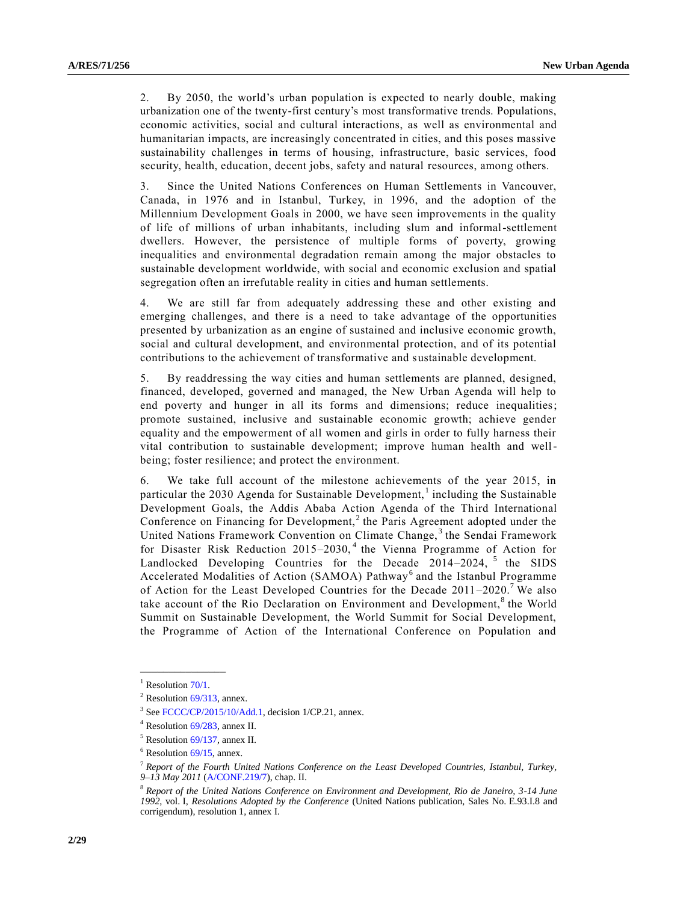2. By 2050, the world's urban population is expected to nearly double, making urbanization one of the twenty-first century's most transformative trends. Populations, economic activities, social and cultural interactions, as well as environmental and humanitarian impacts, are increasingly concentrated in cities, and this poses massive sustainability challenges in terms of housing, infrastructure, basic services, food security, health, education, decent jobs, safety and natural resources, among others.

3. Since the United Nations Conferences on Human Settlements in Vancouver, Canada, in 1976 and in Istanbul, Turkey, in 1996, and the adoption of the Millennium Development Goals in 2000, we have seen improvements in the quality of life of millions of urban inhabitants, including slum and informal-settlement dwellers. However, the persistence of multiple forms of poverty, growing inequalities and environmental degradation remain among the major obstacles to sustainable development worldwide, with social and economic exclusion and spatial segregation often an irrefutable reality in cities and human settlements.

4. We are still far from adequately addressing these and other existing and emerging challenges, and there is a need to take advantage of the opportunities presented by urbanization as an engine of sustained and inclusive economic growth, social and cultural development, and environmental protection, and of its potential contributions to the achievement of transformative and sustainable development.

5. By readdressing the way cities and human settlements are planned, designed, financed, developed, governed and managed, the New Urban Agenda will help to end poverty and hunger in all its forms and dimensions; reduce inequalities; promote sustained, inclusive and sustainable economic growth; achieve gender equality and the empowerment of all women and girls in order to fully harness their vital contribution to sustainable development; improve human health and well-being; foster resilience; and protect the environment.

6. We take full account of the milestone achievements of the year 2015, in particular the 2030 Agenda for Sustainable Development,[1] including the Sustainable Development Goals, the Addis Ababa Action Agenda of the Third International Conference on Financing for Development,[2] the Paris Agreement adopted under the United Nations Framework Convention on Climate Change,[3] the Sendai Framework for Disaster Risk Reduction 2015–2030,[4] the Vienna Programme of Action for Landlocked Developing Countries for the Decade 2014–2024,[5] the SIDS Accelerated Modalities of Action (SAMOA) Pathway[6] and the Istanbul Programme of Action for the Least Developed Countries for the Decade 2011–2020.[7] We also take account of the Rio Declaration on Environment and Development,[8] the World Summit on Sustainable Development, the World Summit for Social Development, the Programme of Action of the International Conference on Population and

---

[1] Resolution 70/1.

[2] Resolution 69/313, annex.

[3] See FCCC/CP/2015/10/Add.1, decision 1/CP.21, annex.

[4] Resolution 69/283, annex II.

[5] Resolution 69/137, annex II.

[6] Resolution 69/15, annex.

[7] *Report of the Fourth United Nations Conference on the Least Developed Countries, Istanbul, Turkey, 9–13 May 2011* (A/CONF.219/7), chap. II.

[8] *Report of the United Nations Conference on Environment and Development, Rio de Janeiro, 3-14 June 1992*, vol. I, *Resolutions Adopted by the Conference* (United Nations publication, Sales No. E.93.I.8 and corrigendum), resolution 1, annex I.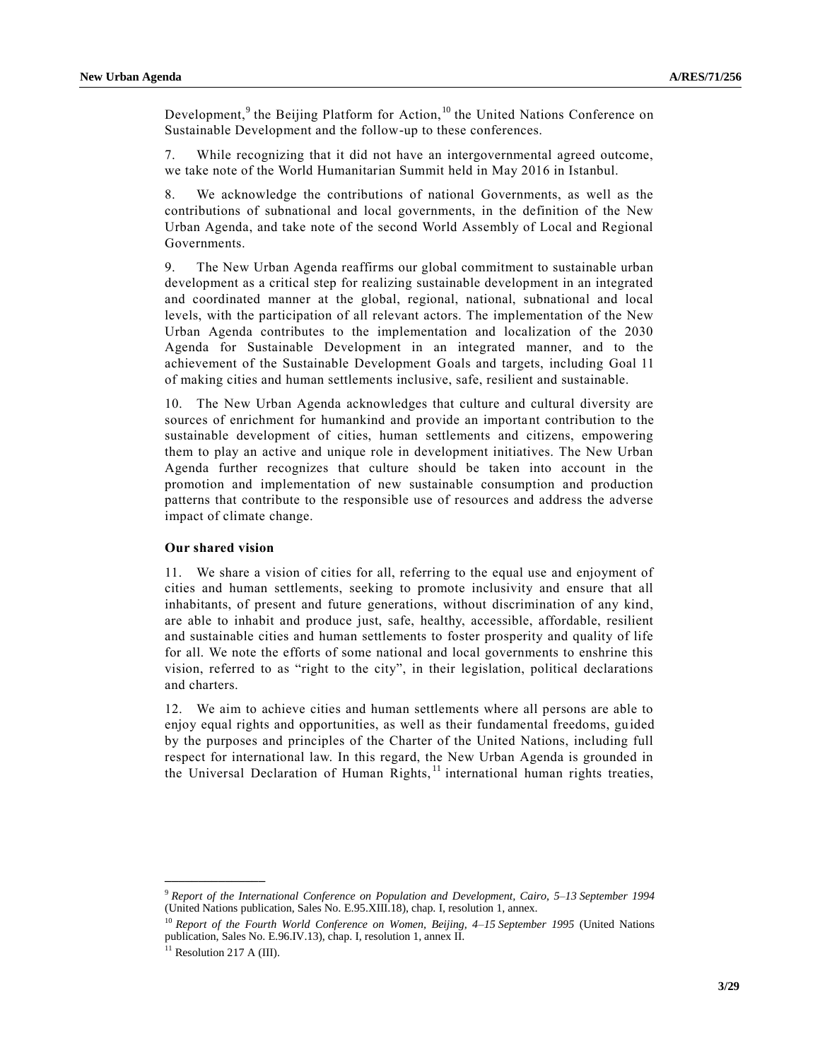Development,[9] the Beijing Platform for Action,[10] the United Nations Conference on Sustainable Development and the follow-up to these conferences.

7. While recognizing that it did not have an intergovernmental agreed outcome, we take note of the World Humanitarian Summit held in May 2016 in Istanbul.

8. We acknowledge the contributions of national Governments, as well as the contributions of subnational and local governments, in the definition of the New Urban Agenda, and take note of the second World Assembly of Local and Regional Governments.

9. The New Urban Agenda reaffirms our global commitment to sustainable urban development as a critical step for realizing sustainable development in an integrated and coordinated manner at the global, regional, national, subnational and local levels, with the participation of all relevant actors. The implementation of the New Urban Agenda contributes to the implementation and localization of the 2030 Agenda for Sustainable Development in an integrated manner, and to the achievement of the Sustainable Development Goals and targets, including Goal 11 of making cities and human settlements inclusive, safe, resilient and sustainable.

10. The New Urban Agenda acknowledges that culture and cultural diversity are sources of enrichment for humankind and provide an important contribution to the sustainable development of cities, human settlements and citizens, empowering them to play an active and unique role in development initiatives. The New Urban Agenda further recognizes that culture should be taken into account in the promotion and implementation of new sustainable consumption and production patterns that contribute to the responsible use of resources and address the adverse impact of climate change.

### Our shared vision

11. We share a vision of cities for all, referring to the equal use and enjoyment of cities and human settlements, seeking to promote inclusivity and ensure that all inhabitants, of present and future generations, without discrimination of any kind, are able to inhabit and produce just, safe, healthy, accessible, affordable, resilient and sustainable cities and human settlements to foster prosperity and quality of life for all. We note the efforts of some national and local governments to enshrine this vision, referred to as "right to the city", in their legislation, political declarations and charters.

12. We aim to achieve cities and human settlements where all persons are able to enjoy equal rights and opportunities, as well as their fundamental freedoms, guided by the purposes and principles of the Charter of the United Nations, including full respect for international law. In this regard, the New Urban Agenda is grounded in the Universal Declaration of Human Rights,[11] international human rights treaties,

---

[9] *Report of the International Conference on Population and Development, Cairo, 5–13 September 1994* (United Nations publication, Sales No. E.95.XIII.18), chap. I, resolution 1, annex.

[10] *Report of the Fourth World Conference on Women, Beijing, 4–15 September 1995* (United Nations publication, Sales No. E.96.IV.13), chap. I, resolution 1, annex II.

[11] Resolution 217 A (III).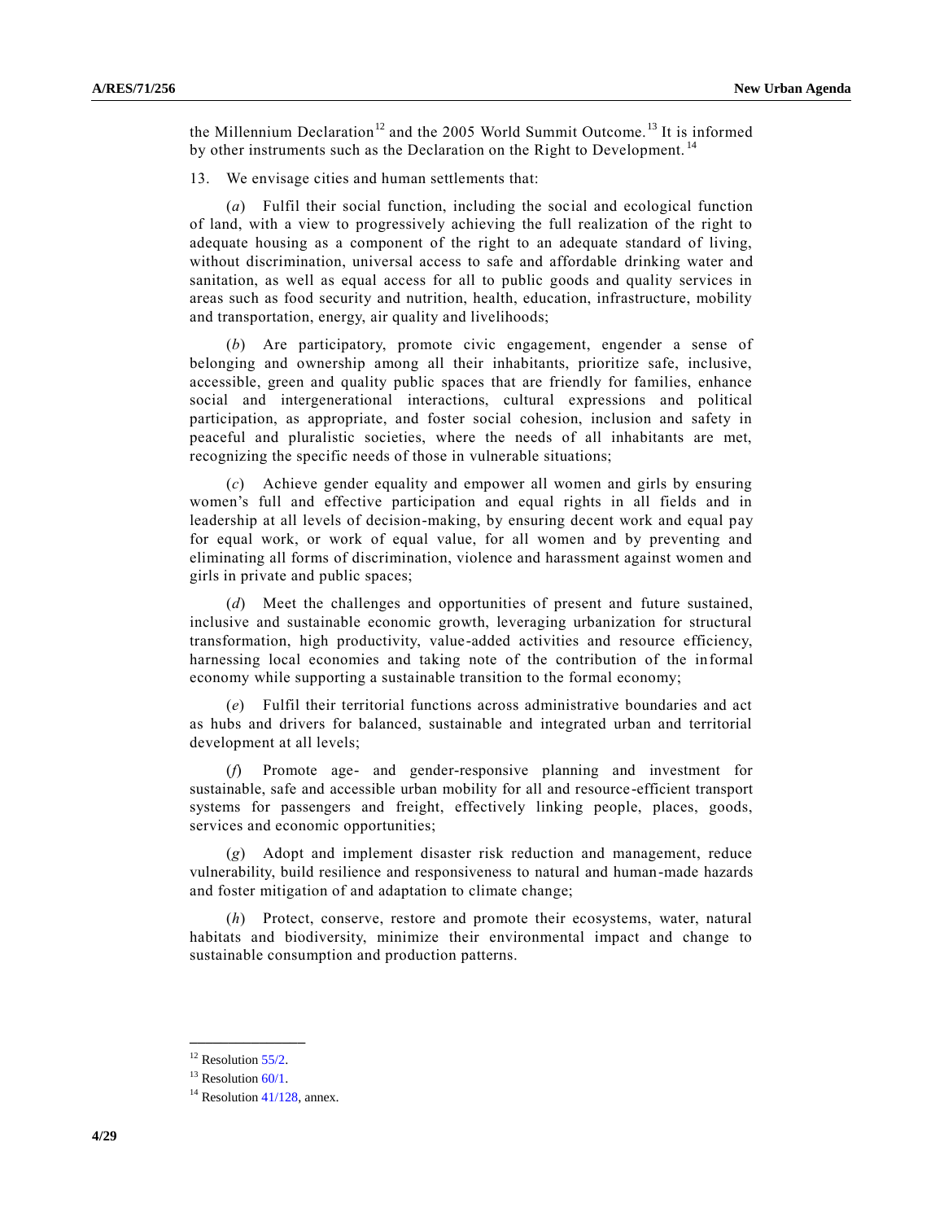the Millennium Declaration[12] and the 2005 World Summit Outcome.[13] It is informed by other instruments such as the Declaration on the Right to Development.[14]

13. We envisage cities and human settlements that:

(*a*) Fulfil their social function, including the social and ecological function of land, with a view to progressively achieving the full realization of the right to adequate housing as a component of the right to an adequate standard of living, without discrimination, universal access to safe and affordable drinking water and sanitation, as well as equal access for all to public goods and quality services in areas such as food security and nutrition, health, education, infrastructure, mobility and transportation, energy, air quality and livelihoods;

(*b*) Are participatory, promote civic engagement, engender a sense of belonging and ownership among all their inhabitants, prioritize safe, inclusive, accessible, green and quality public spaces that are friendly for families, enhance social and intergenerational interactions, cultural expressions and political participation, as appropriate, and foster social cohesion, inclusion and safety in peaceful and pluralistic societies, where the needs of all inhabitants are met, recognizing the specific needs of those in vulnerable situations;

(*c*) Achieve gender equality and empower all women and girls by ensuring women's full and effective participation and equal rights in all fields and in leadership at all levels of decision-making, by ensuring decent work and equal pay for equal work, or work of equal value, for all women and by preventing and eliminating all forms of discrimination, violence and harassment against women and girls in private and public spaces;

(*d*) Meet the challenges and opportunities of present and future sustained, inclusive and sustainable economic growth, leveraging urbanization for structural transformation, high productivity, value-added activities and resource efficiency, harnessing local economies and taking note of the contribution of the informal economy while supporting a sustainable transition to the formal economy;

(*e*) Fulfil their territorial functions across administrative boundaries and act as hubs and drivers for balanced, sustainable and integrated urban and territorial development at all levels;

(*f*) Promote age- and gender-responsive planning and investment for sustainable, safe and accessible urban mobility for all and resource-efficient transport systems for passengers and freight, effectively linking people, places, goods, services and economic opportunities;

(*g*) Adopt and implement disaster risk reduction and management, reduce vulnerability, build resilience and responsiveness to natural and human-made hazards and foster mitigation of and adaptation to climate change;

(*h*) Protect, conserve, restore and promote their ecosystems, water, natural habitats and biodiversity, minimize their environmental impact and change to sustainable consumption and production patterns.

---

[12] Resolution 55/2.

[13] Resolution 60/1.

[14] Resolution 41/128, annex.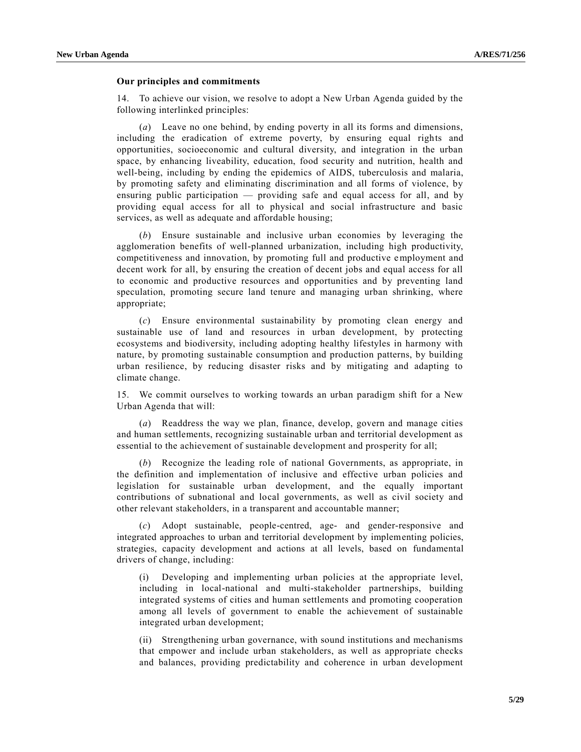**Our principles and commitments**

14. To achieve our vision, we resolve to adopt a New Urban Agenda guided by the following interlinked principles:

(*a*) Leave no one behind, by ending poverty in all its forms and dimensions, including the eradication of extreme poverty, by ensuring equal rights and opportunities, socioeconomic and cultural diversity, and integration in the urban space, by enhancing liveability, education, food security and nutrition, health and well-being, including by ending the epidemics of AIDS, tuberculosis and malaria, by promoting safety and eliminating discrimination and all forms of violence, by ensuring public participation — providing safe and equal access for all, and by providing equal access for all to physical and social infrastructure and basic services, as well as adequate and affordable housing;

(*b*) Ensure sustainable and inclusive urban economies by leveraging the agglomeration benefits of well-planned urbanization, including high productivity, competitiveness and innovation, by promoting full and productive employment and decent work for all, by ensuring the creation of decent jobs and equal access for all to economic and productive resources and opportunities and by preventing land speculation, promoting secure land tenure and managing urban shrinking, where appropriate;

(*c*) Ensure environmental sustainability by promoting clean energy and sustainable use of land and resources in urban development, by protecting ecosystems and biodiversity, including adopting healthy lifestyles in harmony with nature, by promoting sustainable consumption and production patterns, by building urban resilience, by reducing disaster risks and by mitigating and adapting to climate change.

15. We commit ourselves to working towards an urban paradigm shift for a New Urban Agenda that will:

(*a*) Readdress the way we plan, finance, develop, govern and manage cities and human settlements, recognizing sustainable urban and territorial development as essential to the achievement of sustainable development and prosperity for all;

(*b*) Recognize the leading role of national Governments, as appropriate, in the definition and implementation of inclusive and effective urban policies and legislation for sustainable urban development, and the equally important contributions of subnational and local governments, as well as civil society and other relevant stakeholders, in a transparent and accountable manner;

(*c*) Adopt sustainable, people-centred, age- and gender-responsive and integrated approaches to urban and territorial development by implementing policies, strategies, capacity development and actions at all levels, based on fundamental drivers of change, including:

(i) Developing and implementing urban policies at the appropriate level, including in local-national and multi-stakeholder partnerships, building integrated systems of cities and human settlements and promoting cooperation among all levels of government to enable the achievement of sustainable integrated urban development;

(ii) Strengthening urban governance, with sound institutions and mechanisms that empower and include urban stakeholders, as well as appropriate checks and balances, providing predictability and coherence in urban development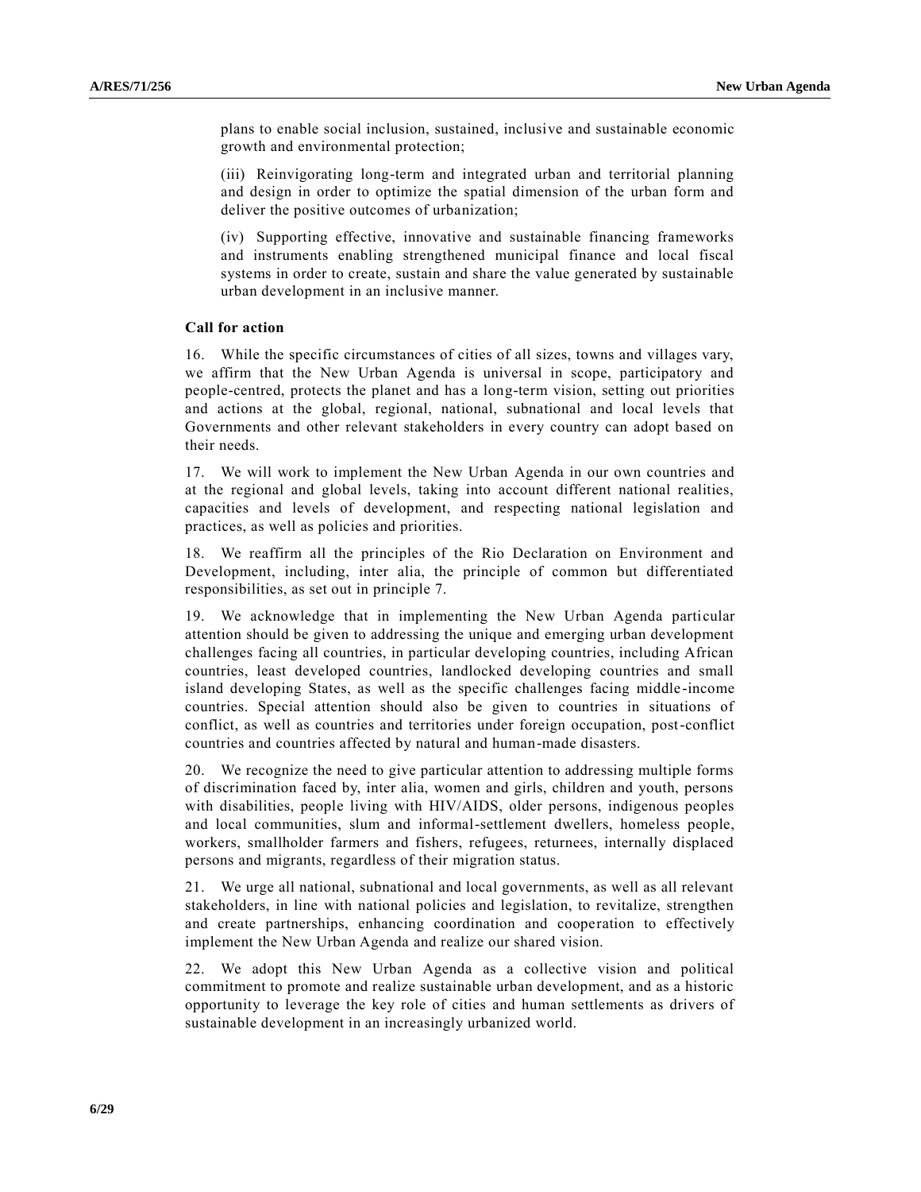plans to enable social inclusion, sustained, inclusive and sustainable economic growth and environmental protection;

(iii) Reinvigorating long-term and integrated urban and territorial planning and design in order to optimize the spatial dimension of the urban form and deliver the positive outcomes of urbanization;

(iv) Supporting effective, innovative and sustainable financing frameworks and instruments enabling strengthened municipal finance and local fiscal systems in order to create, sustain and share the value generated by sustainable urban development in an inclusive manner.

**Call for action**

16. While the specific circumstances of cities of all sizes, towns and villages vary, we affirm that the New Urban Agenda is universal in scope, participatory and people-centred, protects the planet and has a long-term vision, setting out priorities and actions at the global, regional, national, subnational and local levels that Governments and other relevant stakeholders in every country can adopt based on their needs.

17. We will work to implement the New Urban Agenda in our own countries and at the regional and global levels, taking into account different national realities, capacities and levels of development, and respecting national legislation and practices, as well as policies and priorities.

18. We reaffirm all the principles of the Rio Declaration on Environment and Development, including, inter alia, the principle of common but differentiated responsibilities, as set out in principle 7.

19. We acknowledge that in implementing the New Urban Agenda particular attention should be given to addressing the unique and emerging urban development challenges facing all countries, in particular developing countries, including African countries, least developed countries, landlocked developing countries and small island developing States, as well as the specific challenges facing middle-income countries. Special attention should also be given to countries in situations of conflict, as well as countries and territories under foreign occupation, post-conflict countries and countries affected by natural and human-made disasters.

20. We recognize the need to give particular attention to addressing multiple forms of discrimination faced by, inter alia, women and girls, children and youth, persons with disabilities, people living with HIV/AIDS, older persons, indigenous peoples and local communities, slum and informal-settlement dwellers, homeless people, workers, smallholder farmers and fishers, refugees, returnees, internally displaced persons and migrants, regardless of their migration status.

21. We urge all national, subnational and local governments, as well as all relevant stakeholders, in line with national policies and legislation, to revitalize, strengthen and create partnerships, enhancing coordination and cooperation to effectively implement the New Urban Agenda and realize our shared vision.

22. We adopt this New Urban Agenda as a collective vision and political commitment to promote and realize sustainable urban development, and as a historic opportunity to leverage the key role of cities and human settlements as drivers of sustainable development in an increasingly urbanized world.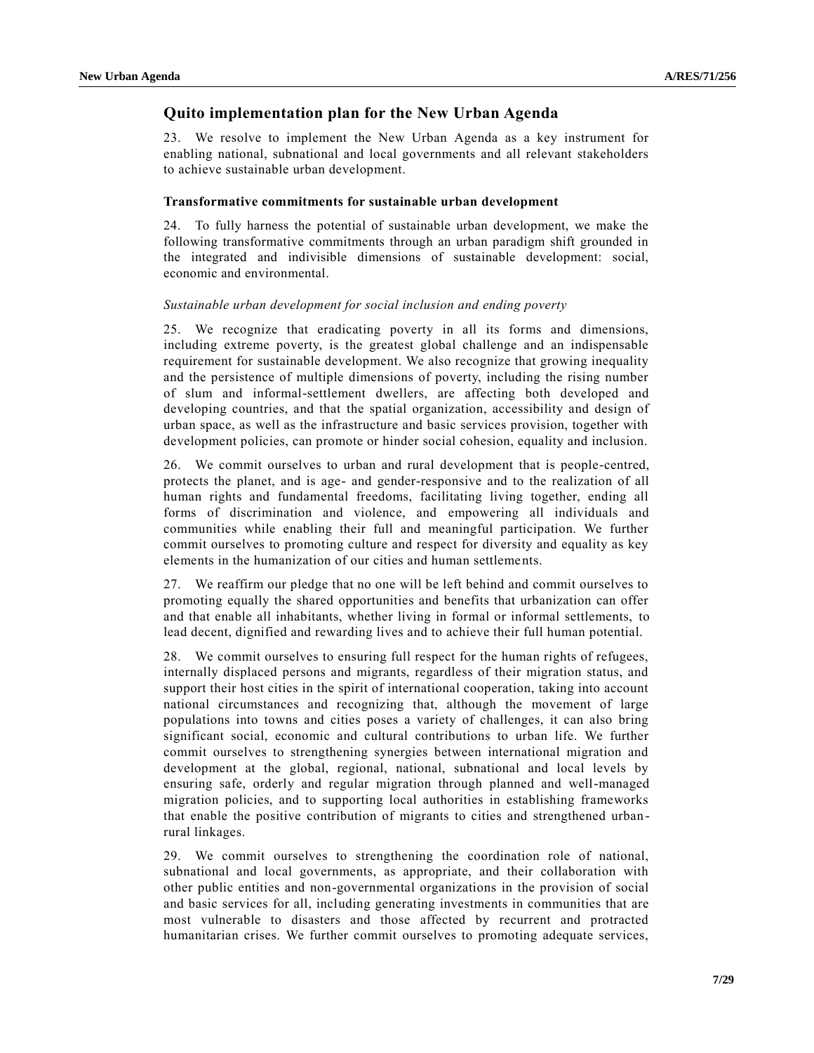## Quito implementation plan for the New Urban Agenda

23. We resolve to implement the New Urban Agenda as a key instrument for enabling national, subnational and local governments and all relevant stakeholders to achieve sustainable urban development.

### Transformative commitments for sustainable urban development

24. To fully harness the potential of sustainable urban development, we make the following transformative commitments through an urban paradigm shift grounded in the integrated and indivisible dimensions of sustainable development: social, economic and environmental.

#### *Sustainable urban development for social inclusion and ending poverty*

25. We recognize that eradicating poverty in all its forms and dimensions, including extreme poverty, is the greatest global challenge and an indispensable requirement for sustainable development. We also recognize that growing inequality and the persistence of multiple dimensions of poverty, including the rising number of slum and informal-settlement dwellers, are affecting both developed and developing countries, and that the spatial organization, accessibility and design of urban space, as well as the infrastructure and basic services provision, together with development policies, can promote or hinder social cohesion, equality and inclusion.

26. We commit ourselves to urban and rural development that is people-centred, protects the planet, and is age- and gender-responsive and to the realization of all human rights and fundamental freedoms, facilitating living together, ending all forms of discrimination and violence, and empowering all individuals and communities while enabling their full and meaningful participation. We further commit ourselves to promoting culture and respect for diversity and equality as key elements in the humanization of our cities and human settlements.

27. We reaffirm our pledge that no one will be left behind and commit ourselves to promoting equally the shared opportunities and benefits that urbanization can offer and that enable all inhabitants, whether living in formal or informal settlements, to lead decent, dignified and rewarding lives and to achieve their full human potential.

28. We commit ourselves to ensuring full respect for the human rights of refugees, internally displaced persons and migrants, regardless of their migration status, and support their host cities in the spirit of international cooperation, taking into account national circumstances and recognizing that, although the movement of large populations into towns and cities poses a variety of challenges, it can also bring significant social, economic and cultural contributions to urban life. We further commit ourselves to strengthening synergies between international migration and development at the global, regional, national, subnational and local levels by ensuring safe, orderly and regular migration through planned and well-managed migration policies, and to supporting local authorities in establishing frameworks that enable the positive contribution of migrants to cities and strengthened urban-rural linkages.

29. We commit ourselves to strengthening the coordination role of national, subnational and local governments, as appropriate, and their collaboration with other public entities and non-governmental organizations in the provision of social and basic services for all, including generating investments in communities that are most vulnerable to disasters and those affected by recurrent and protracted humanitarian crises. We further commit ourselves to promoting adequate services,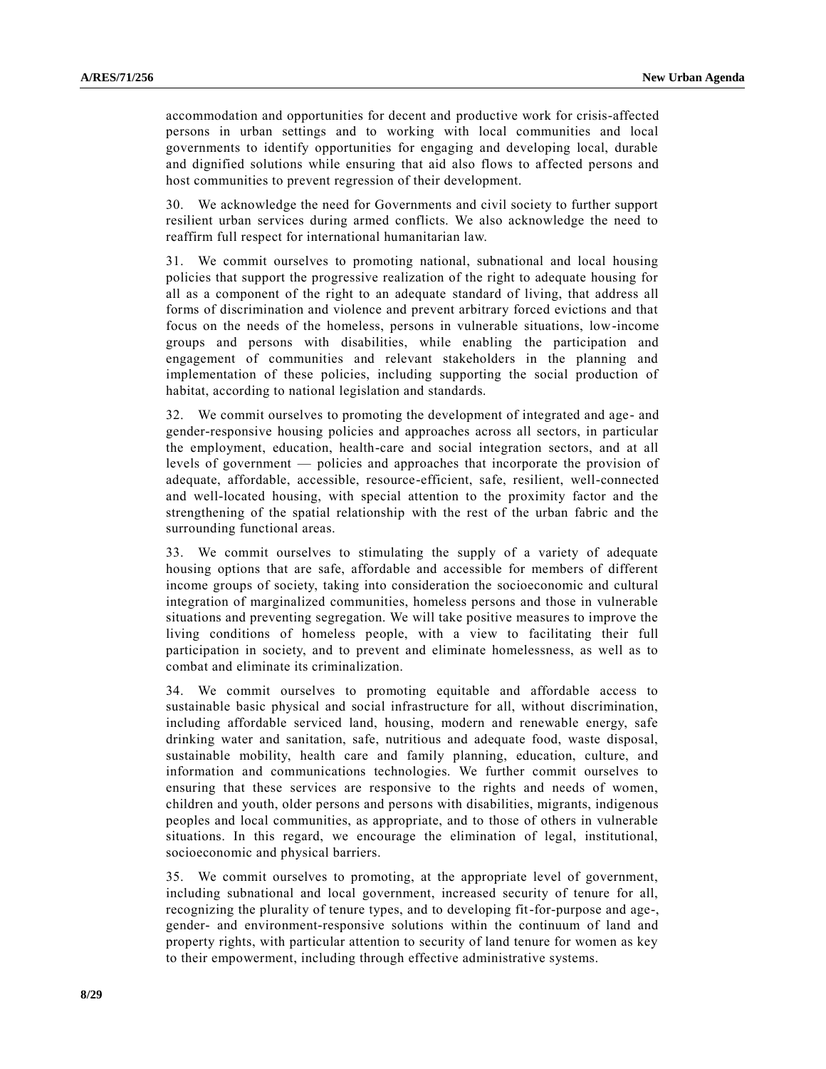accommodation and opportunities for decent and productive work for crisis-affected persons in urban settings and to working with local communities and local governments to identify opportunities for engaging and developing local, durable and dignified solutions while ensuring that aid also flows to affected persons and host communities to prevent regression of their development.

30. We acknowledge the need for Governments and civil society to further support resilient urban services during armed conflicts. We also acknowledge the need to reaffirm full respect for international humanitarian law.

31. We commit ourselves to promoting national, subnational and local housing policies that support the progressive realization of the right to adequate housing for all as a component of the right to an adequate standard of living, that address all forms of discrimination and violence and prevent arbitrary forced evictions and that focus on the needs of the homeless, persons in vulnerable situations, low-income groups and persons with disabilities, while enabling the participation and engagement of communities and relevant stakeholders in the planning and implementation of these policies, including supporting the social production of habitat, according to national legislation and standards.

32. We commit ourselves to promoting the development of integrated and age- and gender-responsive housing policies and approaches across all sectors, in particular the employment, education, health-care and social integration sectors, and at all levels of government — policies and approaches that incorporate the provision of adequate, affordable, accessible, resource-efficient, safe, resilient, well-connected and well-located housing, with special attention to the proximity factor and the strengthening of the spatial relationship with the rest of the urban fabric and the surrounding functional areas.

33. We commit ourselves to stimulating the supply of a variety of adequate housing options that are safe, affordable and accessible for members of different income groups of society, taking into consideration the socioeconomic and cultural integration of marginalized communities, homeless persons and those in vulnerable situations and preventing segregation. We will take positive measures to improve the living conditions of homeless people, with a view to facilitating their full participation in society, and to prevent and eliminate homelessness, as well as to combat and eliminate its criminalization.

34. We commit ourselves to promoting equitable and affordable access to sustainable basic physical and social infrastructure for all, without discrimination, including affordable serviced land, housing, modern and renewable energy, safe drinking water and sanitation, safe, nutritious and adequate food, waste disposal, sustainable mobility, health care and family planning, education, culture, and information and communications technologies. We further commit ourselves to ensuring that these services are responsive to the rights and needs of women, children and youth, older persons and persons with disabilities, migrants, indigenous peoples and local communities, as appropriate, and to those of others in vulnerable situations. In this regard, we encourage the elimination of legal, institutional, socioeconomic and physical barriers.

35. We commit ourselves to promoting, at the appropriate level of government, including subnational and local government, increased security of tenure for all, recognizing the plurality of tenure types, and to developing fit-for-purpose and age-, gender- and environment-responsive solutions within the continuum of land and property rights, with particular attention to security of land tenure for women as key to their empowerment, including through effective administrative systems.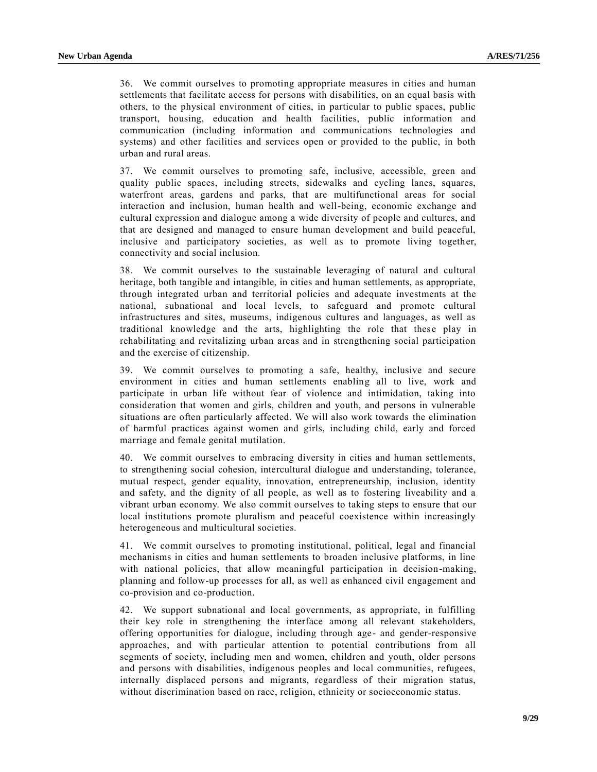36. We commit ourselves to promoting appropriate measures in cities and human settlements that facilitate access for persons with disabilities, on an equal basis with others, to the physical environment of cities, in particular to public spaces, public transport, housing, education and health facilities, public information and communication (including information and communications technologies and systems) and other facilities and services open or provided to the public, in both urban and rural areas.

37. We commit ourselves to promoting safe, inclusive, accessible, green and quality public spaces, including streets, sidewalks and cycling lanes, squares, waterfront areas, gardens and parks, that are multifunctional areas for social interaction and inclusion, human health and well-being, economic exchange and cultural expression and dialogue among a wide diversity of people and cultures, and that are designed and managed to ensure human development and build peaceful, inclusive and participatory societies, as well as to promote living together, connectivity and social inclusion.

38. We commit ourselves to the sustainable leveraging of natural and cultural heritage, both tangible and intangible, in cities and human settlements, as appropriate, through integrated urban and territorial policies and adequate investments at the national, subnational and local levels, to safeguard and promote cultural infrastructures and sites, museums, indigenous cultures and languages, as well as traditional knowledge and the arts, highlighting the role that these play in rehabilitating and revitalizing urban areas and in strengthening social participation and the exercise of citizenship.

39. We commit ourselves to promoting a safe, healthy, inclusive and secure environment in cities and human settlements enabling all to live, work and participate in urban life without fear of violence and intimidation, taking into consideration that women and girls, children and youth, and persons in vulnerable situations are often particularly affected. We will also work towards the elimination of harmful practices against women and girls, including child, early and forced marriage and female genital mutilation.

40. We commit ourselves to embracing diversity in cities and human settlements, to strengthening social cohesion, intercultural dialogue and understanding, tolerance, mutual respect, gender equality, innovation, entrepreneurship, inclusion, identity and safety, and the dignity of all people, as well as to fostering liveability and a vibrant urban economy. We also commit ourselves to taking steps to ensure that our local institutions promote pluralism and peaceful coexistence within increasingly heterogeneous and multicultural societies.

41. We commit ourselves to promoting institutional, political, legal and financial mechanisms in cities and human settlements to broaden inclusive platforms, in line with national policies, that allow meaningful participation in decision-making, planning and follow-up processes for all, as well as enhanced civil engagement and co-provision and co-production.

42. We support subnational and local governments, as appropriate, in fulfilling their key role in strengthening the interface among all relevant stakeholders, offering opportunities for dialogue, including through age- and gender-responsive approaches, and with particular attention to potential contributions from all segments of society, including men and women, children and youth, older persons and persons with disabilities, indigenous peoples and local communities, refugees, internally displaced persons and migrants, regardless of their migration status, without discrimination based on race, religion, ethnicity or socioeconomic status.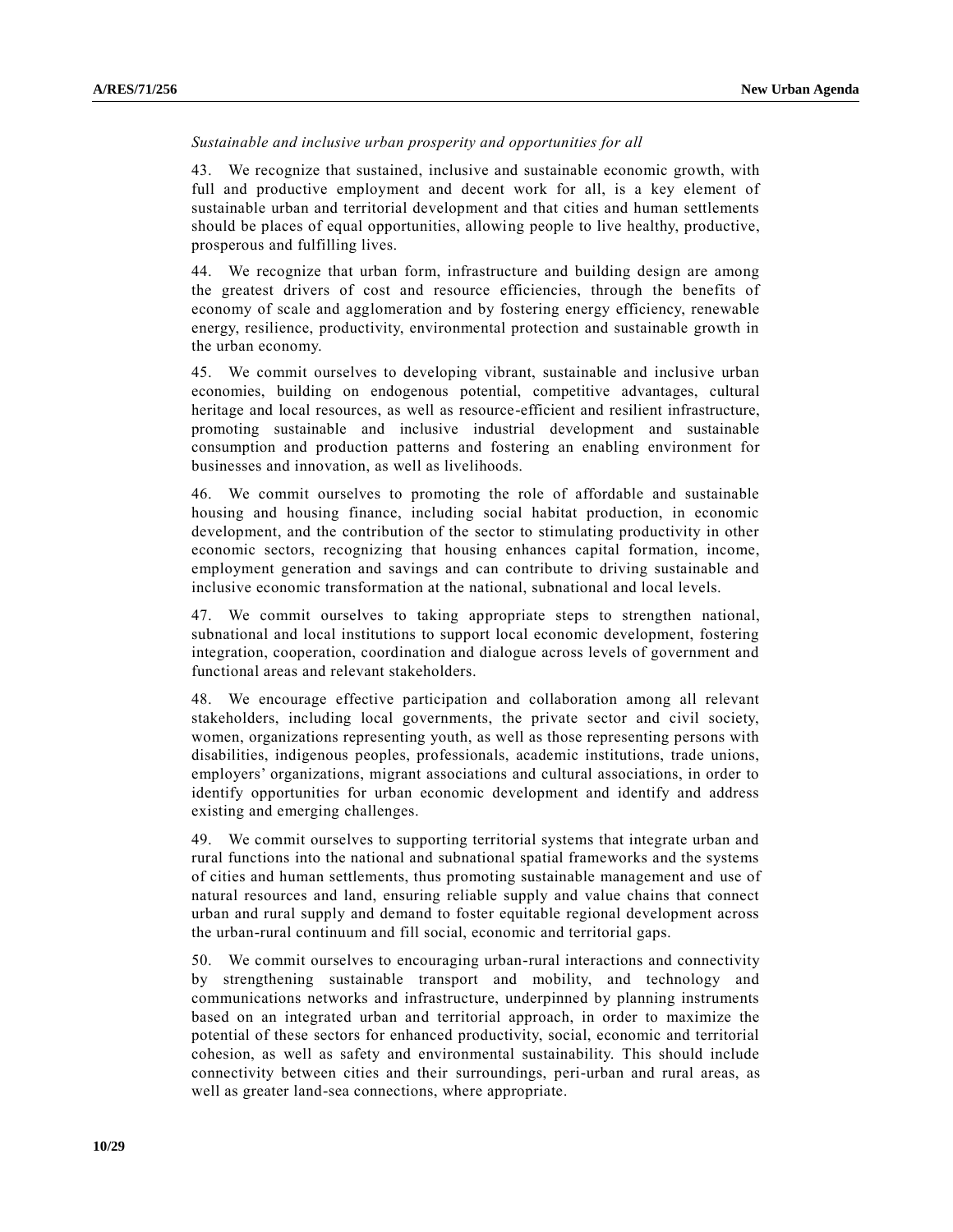*Sustainable and inclusive urban prosperity and opportunities for all*

43. We recognize that sustained, inclusive and sustainable economic growth, with full and productive employment and decent work for all, is a key element of sustainable urban and territorial development and that cities and human settlements should be places of equal opportunities, allowing people to live healthy, productive, prosperous and fulfilling lives.

44. We recognize that urban form, infrastructure and building design are among the greatest drivers of cost and resource efficiencies, through the benefits of economy of scale and agglomeration and by fostering energy efficiency, renewable energy, resilience, productivity, environmental protection and sustainable growth in the urban economy.

45. We commit ourselves to developing vibrant, sustainable and inclusive urban economies, building on endogenous potential, competitive advantages, cultural heritage and local resources, as well as resource-efficient and resilient infrastructure, promoting sustainable and inclusive industrial development and sustainable consumption and production patterns and fostering an enabling environment for businesses and innovation, as well as livelihoods.

46. We commit ourselves to promoting the role of affordable and sustainable housing and housing finance, including social habitat production, in economic development, and the contribution of the sector to stimulating productivity in other economic sectors, recognizing that housing enhances capital formation, income, employment generation and savings and can contribute to driving sustainable and inclusive economic transformation at the national, subnational and local levels.

47. We commit ourselves to taking appropriate steps to strengthen national, subnational and local institutions to support local economic development, fostering integration, cooperation, coordination and dialogue across levels of government and functional areas and relevant stakeholders.

48. We encourage effective participation and collaboration among all relevant stakeholders, including local governments, the private sector and civil society, women, organizations representing youth, as well as those representing persons with disabilities, indigenous peoples, professionals, academic institutions, trade unions, employers' organizations, migrant associations and cultural associations, in order to identify opportunities for urban economic development and identify and address existing and emerging challenges.

49. We commit ourselves to supporting territorial systems that integrate urban and rural functions into the national and subnational spatial frameworks and the systems of cities and human settlements, thus promoting sustainable management and use of natural resources and land, ensuring reliable supply and value chains that connect urban and rural supply and demand to foster equitable regional development across the urban-rural continuum and fill social, economic and territorial gaps.

50. We commit ourselves to encouraging urban-rural interactions and connectivity by strengthening sustainable transport and mobility, and technology and communications networks and infrastructure, underpinned by planning instruments based on an integrated urban and territorial approach, in order to maximize the potential of these sectors for enhanced productivity, social, economic and territorial cohesion, as well as safety and environmental sustainability. This should include connectivity between cities and their surroundings, peri-urban and rural areas, as well as greater land-sea connections, where appropriate.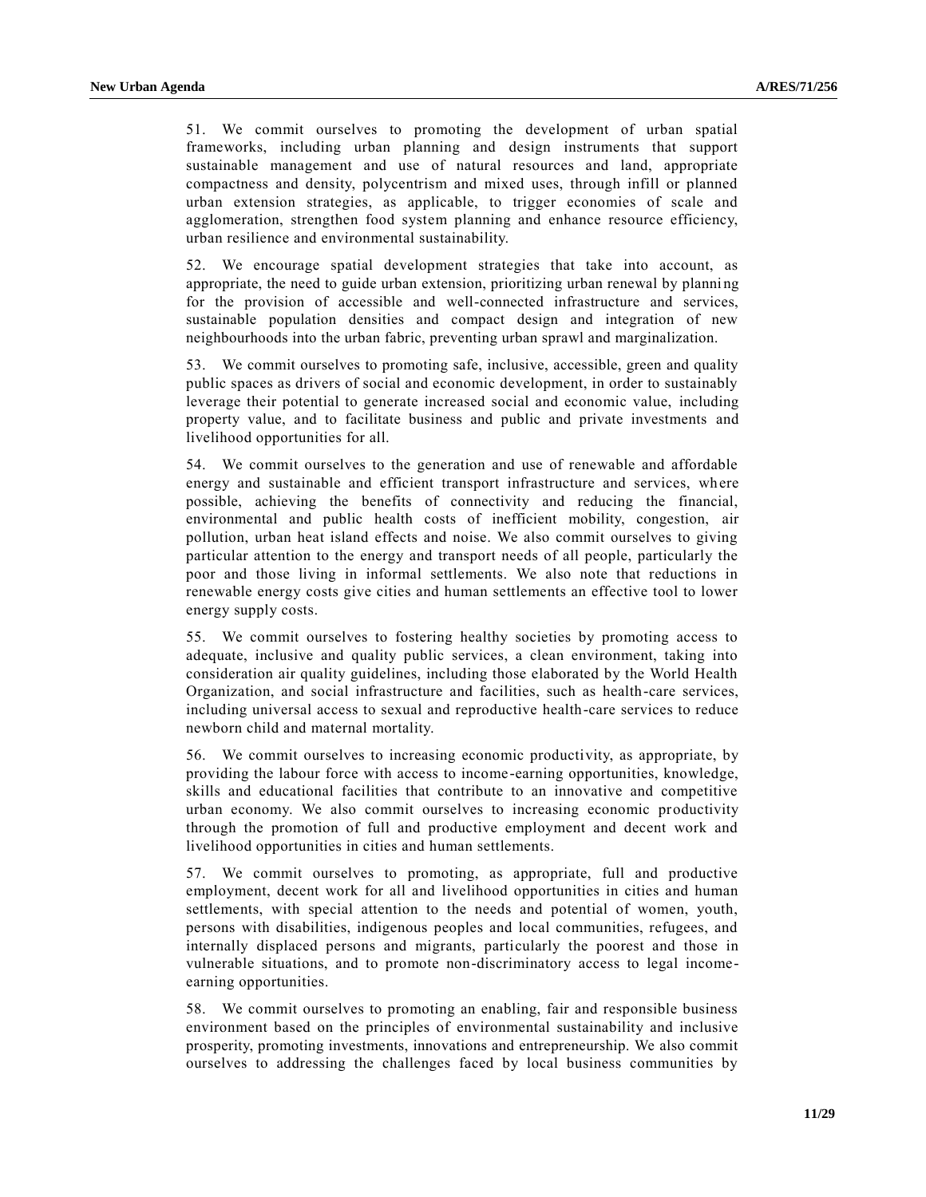51. We commit ourselves to promoting the development of urban spatial frameworks, including urban planning and design instruments that support sustainable management and use of natural resources and land, appropriate compactness and density, polycentrism and mixed uses, through infill or planned urban extension strategies, as applicable, to trigger economies of scale and agglomeration, strengthen food system planning and enhance resource efficiency, urban resilience and environmental sustainability.

52. We encourage spatial development strategies that take into account, as appropriate, the need to guide urban extension, prioritizing urban renewal by planning for the provision of accessible and well-connected infrastructure and services, sustainable population densities and compact design and integration of new neighbourhoods into the urban fabric, preventing urban sprawl and marginalization.

53. We commit ourselves to promoting safe, inclusive, accessible, green and quality public spaces as drivers of social and economic development, in order to sustainably leverage their potential to generate increased social and economic value, including property value, and to facilitate business and public and private investments and livelihood opportunities for all.

54. We commit ourselves to the generation and use of renewable and affordable energy and sustainable and efficient transport infrastructure and services, where possible, achieving the benefits of connectivity and reducing the financial, environmental and public health costs of inefficient mobility, congestion, air pollution, urban heat island effects and noise. We also commit ourselves to giving particular attention to the energy and transport needs of all people, particularly the poor and those living in informal settlements. We also note that reductions in renewable energy costs give cities and human settlements an effective tool to lower energy supply costs.

55. We commit ourselves to fostering healthy societies by promoting access to adequate, inclusive and quality public services, a clean environment, taking into consideration air quality guidelines, including those elaborated by the World Health Organization, and social infrastructure and facilities, such as health-care services, including universal access to sexual and reproductive health-care services to reduce newborn child and maternal mortality.

56. We commit ourselves to increasing economic productivity, as appropriate, by providing the labour force with access to income-earning opportunities, knowledge, skills and educational facilities that contribute to an innovative and competitive urban economy. We also commit ourselves to increasing economic productivity through the promotion of full and productive employment and decent work and livelihood opportunities in cities and human settlements.

57. We commit ourselves to promoting, as appropriate, full and productive employment, decent work for all and livelihood opportunities in cities and human settlements, with special attention to the needs and potential of women, youth, persons with disabilities, indigenous peoples and local communities, refugees, and internally displaced persons and migrants, particularly the poorest and those in vulnerable situations, and to promote non-discriminatory access to legal income-earning opportunities.

58. We commit ourselves to promoting an enabling, fair and responsible business environment based on the principles of environmental sustainability and inclusive prosperity, promoting investments, innovations and entrepreneurship. We also commit ourselves to addressing the challenges faced by local business communities by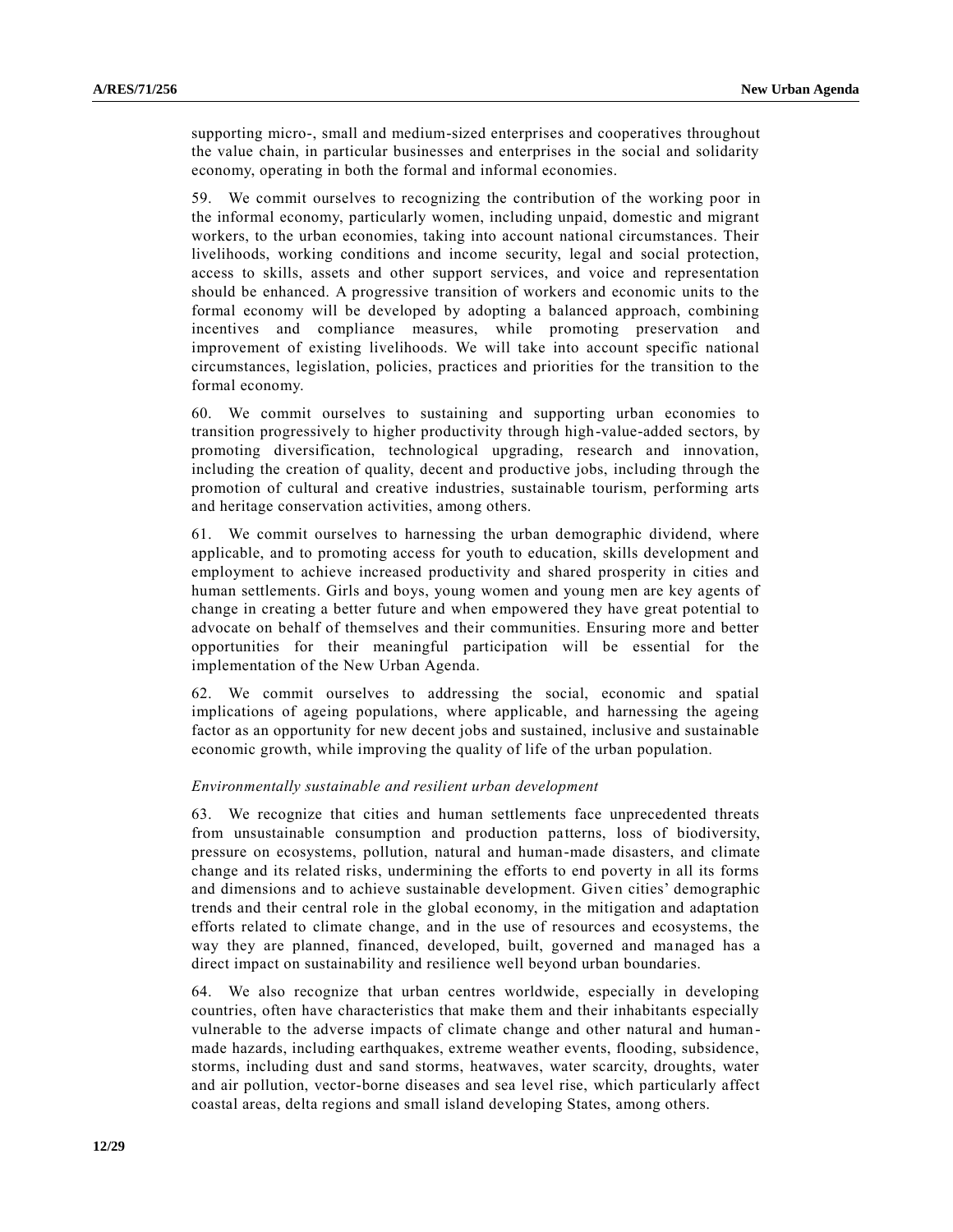supporting micro-, small and medium-sized enterprises and cooperatives throughout the value chain, in particular businesses and enterprises in the social and solidarity economy, operating in both the formal and informal economies.

59. We commit ourselves to recognizing the contribution of the working poor in the informal economy, particularly women, including unpaid, domestic and migrant workers, to the urban economies, taking into account national circumstances. Their livelihoods, working conditions and income security, legal and social protection, access to skills, assets and other support services, and voice and representation should be enhanced. A progressive transition of workers and economic units to the formal economy will be developed by adopting a balanced approach, combining incentives and compliance measures, while promoting preservation and improvement of existing livelihoods. We will take into account specific national circumstances, legislation, policies, practices and priorities for the transition to the formal economy.

60. We commit ourselves to sustaining and supporting urban economies to transition progressively to higher productivity through high-value-added sectors, by promoting diversification, technological upgrading, research and innovation, including the creation of quality, decent and productive jobs, including through the promotion of cultural and creative industries, sustainable tourism, performing arts and heritage conservation activities, among others.

61. We commit ourselves to harnessing the urban demographic dividend, where applicable, and to promoting access for youth to education, skills development and employment to achieve increased productivity and shared prosperity in cities and human settlements. Girls and boys, young women and young men are key agents of change in creating a better future and when empowered they have great potential to advocate on behalf of themselves and their communities. Ensuring more and better opportunities for their meaningful participation will be essential for the implementation of the New Urban Agenda.

62. We commit ourselves to addressing the social, economic and spatial implications of ageing populations, where applicable, and harnessing the ageing factor as an opportunity for new decent jobs and sustained, inclusive and sustainable economic growth, while improving the quality of life of the urban population.

*Environmentally sustainable and resilient urban development*

63. We recognize that cities and human settlements face unprecedented threats from unsustainable consumption and production patterns, loss of biodiversity, pressure on ecosystems, pollution, natural and human-made disasters, and climate change and its related risks, undermining the efforts to end poverty in all its forms and dimensions and to achieve sustainable development. Given cities' demographic trends and their central role in the global economy, in the mitigation and adaptation efforts related to climate change, and in the use of resources and ecosystems, the way they are planned, financed, developed, built, governed and managed has a direct impact on sustainability and resilience well beyond urban boundaries.

64. We also recognize that urban centres worldwide, especially in developing countries, often have characteristics that make them and their inhabitants especially vulnerable to the adverse impacts of climate change and other natural and human-made hazards, including earthquakes, extreme weather events, flooding, subsidence, storms, including dust and sand storms, heatwaves, water scarcity, droughts, water and air pollution, vector-borne diseases and sea level rise, which particularly affect coastal areas, delta regions and small island developing States, among others.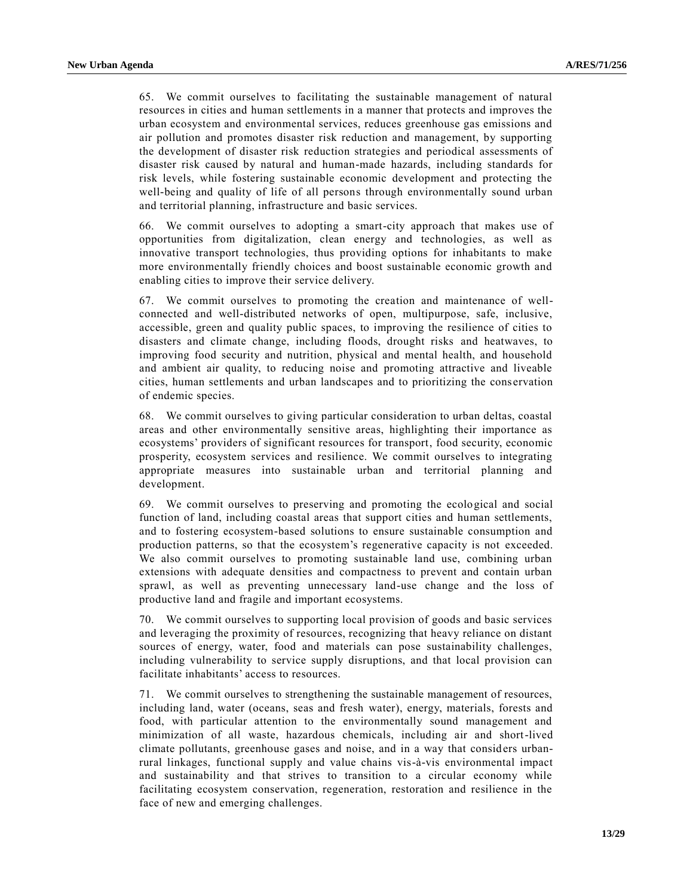65. We commit ourselves to facilitating the sustainable management of natural resources in cities and human settlements in a manner that protects and improves the urban ecosystem and environmental services, reduces greenhouse gas emissions and air pollution and promotes disaster risk reduction and management, by supporting the development of disaster risk reduction strategies and periodical assessments of disaster risk caused by natural and human-made hazards, including standards for risk levels, while fostering sustainable economic development and protecting the well-being and quality of life of all persons through environmentally sound urban and territorial planning, infrastructure and basic services.

66. We commit ourselves to adopting a smart-city approach that makes use of opportunities from digitalization, clean energy and technologies, as well as innovative transport technologies, thus providing options for inhabitants to make more environmentally friendly choices and boost sustainable economic growth and enabling cities to improve their service delivery.

67. We commit ourselves to promoting the creation and maintenance of well-connected and well-distributed networks of open, multipurpose, safe, inclusive, accessible, green and quality public spaces, to improving the resilience of cities to disasters and climate change, including floods, drought risks and heatwaves, to improving food security and nutrition, physical and mental health, and household and ambient air quality, to reducing noise and promoting attractive and liveable cities, human settlements and urban landscapes and to prioritizing the conservation of endemic species.

68. We commit ourselves to giving particular consideration to urban deltas, coastal areas and other environmentally sensitive areas, highlighting their importance as ecosystems' providers of significant resources for transport, food security, economic prosperity, ecosystem services and resilience. We commit ourselves to integrating appropriate measures into sustainable urban and territorial planning and development.

69. We commit ourselves to preserving and promoting the ecological and social function of land, including coastal areas that support cities and human settlements, and to fostering ecosystem-based solutions to ensure sustainable consumption and production patterns, so that the ecosystem's regenerative capacity is not exceeded. We also commit ourselves to promoting sustainable land use, combining urban extensions with adequate densities and compactness to prevent and contain urban sprawl, as well as preventing unnecessary land-use change and the loss of productive land and fragile and important ecosystems.

70. We commit ourselves to supporting local provision of goods and basic services and leveraging the proximity of resources, recognizing that heavy reliance on distant sources of energy, water, food and materials can pose sustainability challenges, including vulnerability to service supply disruptions, and that local provision can facilitate inhabitants' access to resources.

71. We commit ourselves to strengthening the sustainable management of resources, including land, water (oceans, seas and fresh water), energy, materials, forests and food, with particular attention to the environmentally sound management and minimization of all waste, hazardous chemicals, including air and short-lived climate pollutants, greenhouse gases and noise, and in a way that considers urban-rural linkages, functional supply and value chains vis-à-vis environmental impact and sustainability and that strives to transition to a circular economy while facilitating ecosystem conservation, regeneration, restoration and resilience in the face of new and emerging challenges.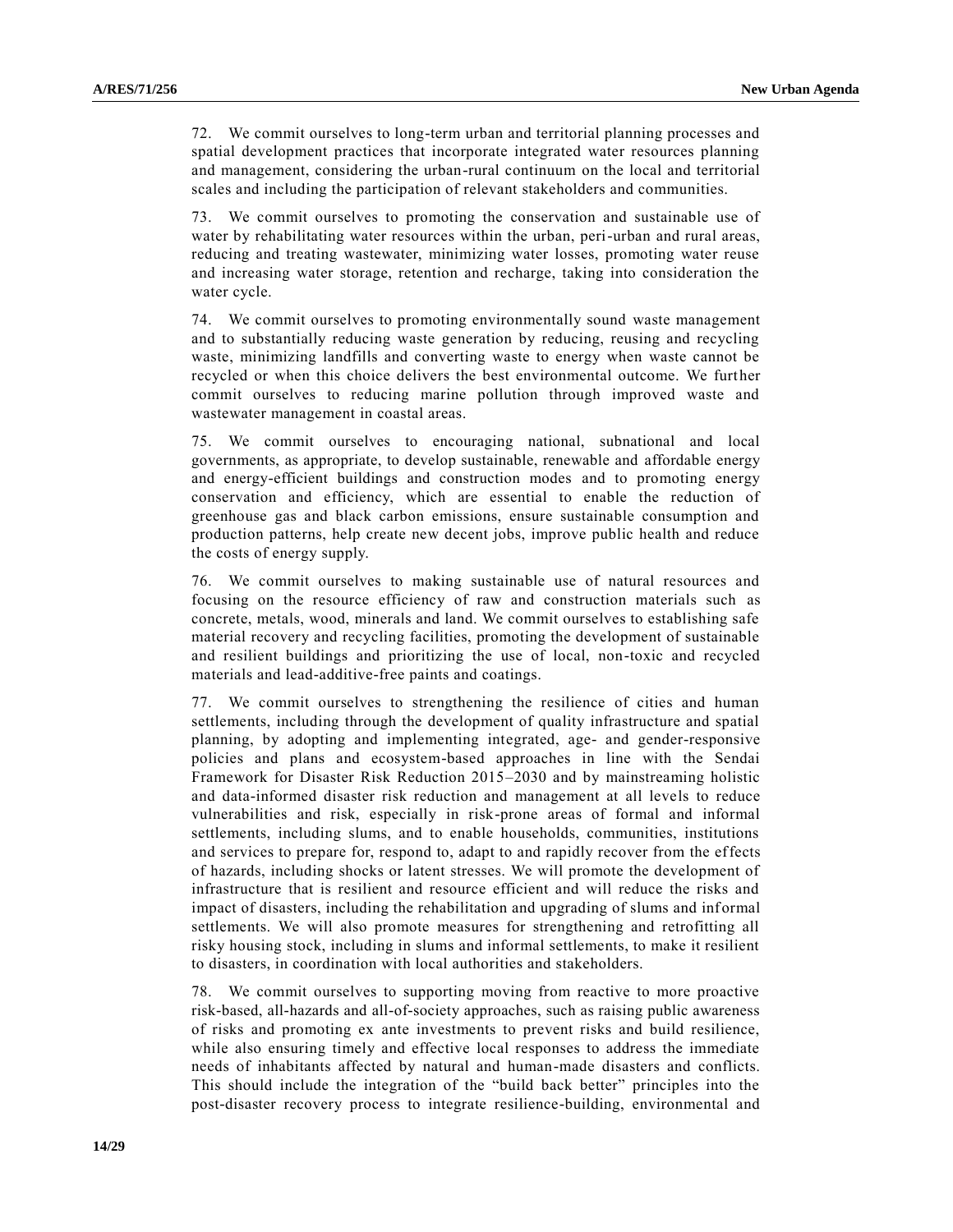72. We commit ourselves to long-term urban and territorial planning processes and spatial development practices that incorporate integrated water resources planning and management, considering the urban-rural continuum on the local and territorial scales and including the participation of relevant stakeholders and communities.

73. We commit ourselves to promoting the conservation and sustainable use of water by rehabilitating water resources within the urban, peri-urban and rural areas, reducing and treating wastewater, minimizing water losses, promoting water reuse and increasing water storage, retention and recharge, taking into consideration the water cycle.

74. We commit ourselves to promoting environmentally sound waste management and to substantially reducing waste generation by reducing, reusing and recycling waste, minimizing landfills and converting waste to energy when waste cannot be recycled or when this choice delivers the best environmental outcome. We further commit ourselves to reducing marine pollution through improved waste and wastewater management in coastal areas.

75. We commit ourselves to encouraging national, subnational and local governments, as appropriate, to develop sustainable, renewable and affordable energy and energy-efficient buildings and construction modes and to promoting energy conservation and efficiency, which are essential to enable the reduction of greenhouse gas and black carbon emissions, ensure sustainable consumption and production patterns, help create new decent jobs, improve public health and reduce the costs of energy supply.

76. We commit ourselves to making sustainable use of natural resources and focusing on the resource efficiency of raw and construction materials such as concrete, metals, wood, minerals and land. We commit ourselves to establishing safe material recovery and recycling facilities, promoting the development of sustainable and resilient buildings and prioritizing the use of local, non-toxic and recycled materials and lead-additive-free paints and coatings.

77. We commit ourselves to strengthening the resilience of cities and human settlements, including through the development of quality infrastructure and spatial planning, by adopting and implementing integrated, age- and gender-responsive policies and plans and ecosystem-based approaches in line with the Sendai Framework for Disaster Risk Reduction 2015–2030 and by mainstreaming holistic and data-informed disaster risk reduction and management at all levels to reduce vulnerabilities and risk, especially in risk-prone areas of formal and informal settlements, including slums, and to enable households, communities, institutions and services to prepare for, respond to, adapt to and rapidly recover from the effects of hazards, including shocks or latent stresses. We will promote the development of infrastructure that is resilient and resource efficient and will reduce the risks and impact of disasters, including the rehabilitation and upgrading of slums and informal settlements. We will also promote measures for strengthening and retrofitting all risky housing stock, including in slums and informal settlements, to make it resilient to disasters, in coordination with local authorities and stakeholders.

78. We commit ourselves to supporting moving from reactive to more proactive risk-based, all-hazards and all-of-society approaches, such as raising public awareness of risks and promoting ex ante investments to prevent risks and build resilience, while also ensuring timely and effective local responses to address the immediate needs of inhabitants affected by natural and human-made disasters and conflicts. This should include the integration of the "build back better" principles into the post-disaster recovery process to integrate resilience-building, environmental and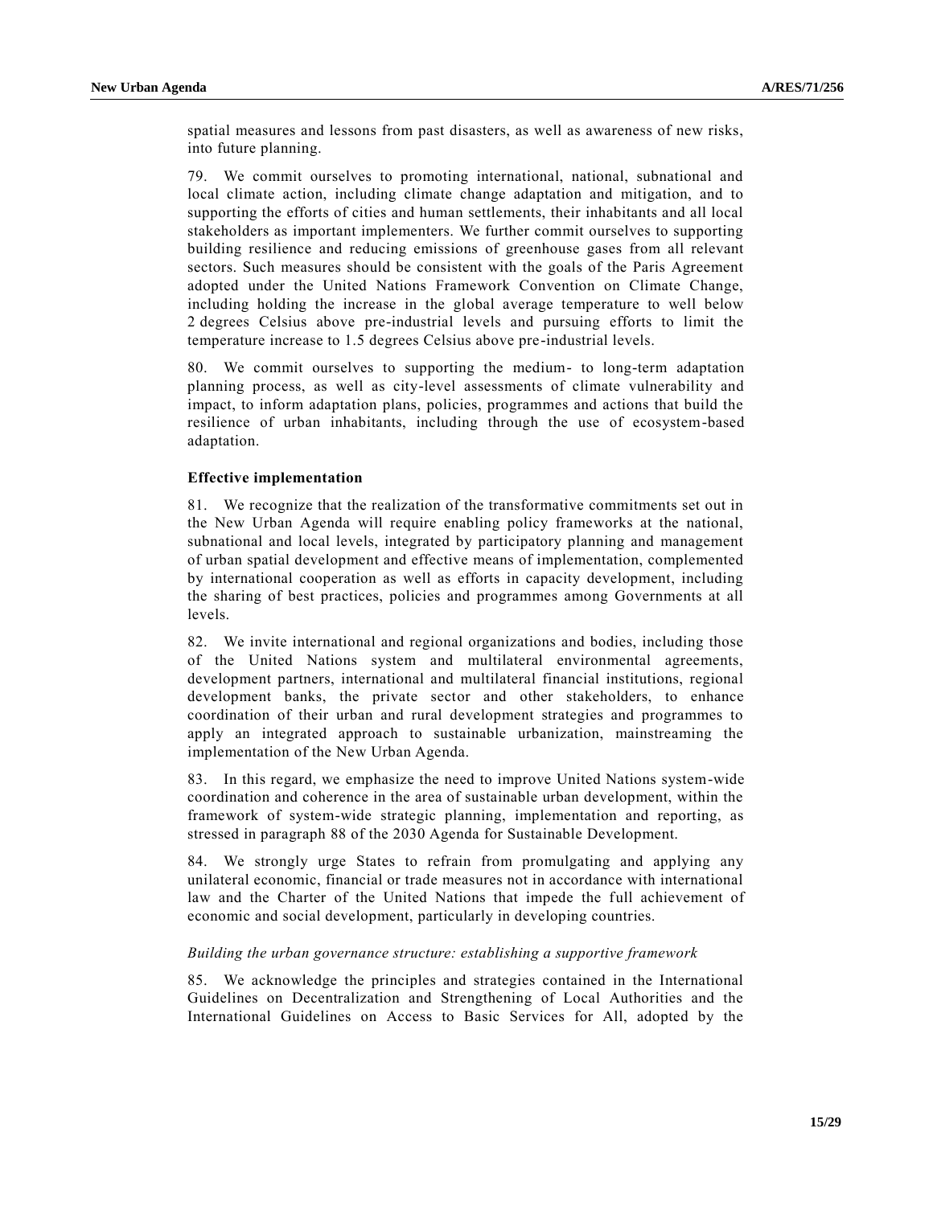spatial measures and lessons from past disasters, as well as awareness of new risks, into future planning.

79. We commit ourselves to promoting international, national, subnational and local climate action, including climate change adaptation and mitigation, and to supporting the efforts of cities and human settlements, their inhabitants and all local stakeholders as important implementers. We further commit ourselves to supporting building resilience and reducing emissions of greenhouse gases from all relevant sectors. Such measures should be consistent with the goals of the Paris Agreement adopted under the United Nations Framework Convention on Climate Change, including holding the increase in the global average temperature to well below 2 degrees Celsius above pre-industrial levels and pursuing efforts to limit the temperature increase to 1.5 degrees Celsius above pre-industrial levels.

80. We commit ourselves to supporting the medium- to long-term adaptation planning process, as well as city-level assessments of climate vulnerability and impact, to inform adaptation plans, policies, programmes and actions that build the resilience of urban inhabitants, including through the use of ecosystem-based adaptation.

**Effective implementation**

81. We recognize that the realization of the transformative commitments set out in the New Urban Agenda will require enabling policy frameworks at the national, subnational and local levels, integrated by participatory planning and management of urban spatial development and effective means of implementation, complemented by international cooperation as well as efforts in capacity development, including the sharing of best practices, policies and programmes among Governments at all levels.

82. We invite international and regional organizations and bodies, including those of the United Nations system and multilateral environmental agreements, development partners, international and multilateral financial institutions, regional development banks, the private sector and other stakeholders, to enhance coordination of their urban and rural development strategies and programmes to apply an integrated approach to sustainable urbanization, mainstreaming the implementation of the New Urban Agenda.

83. In this regard, we emphasize the need to improve United Nations system-wide coordination and coherence in the area of sustainable urban development, within the framework of system-wide strategic planning, implementation and reporting, as stressed in paragraph 88 of the 2030 Agenda for Sustainable Development.

84. We strongly urge States to refrain from promulgating and applying any unilateral economic, financial or trade measures not in accordance with international law and the Charter of the United Nations that impede the full achievement of economic and social development, particularly in developing countries.

*Building the urban governance structure: establishing a supportive framework*

85. We acknowledge the principles and strategies contained in the International Guidelines on Decentralization and Strengthening of Local Authorities and the International Guidelines on Access to Basic Services for All, adopted by the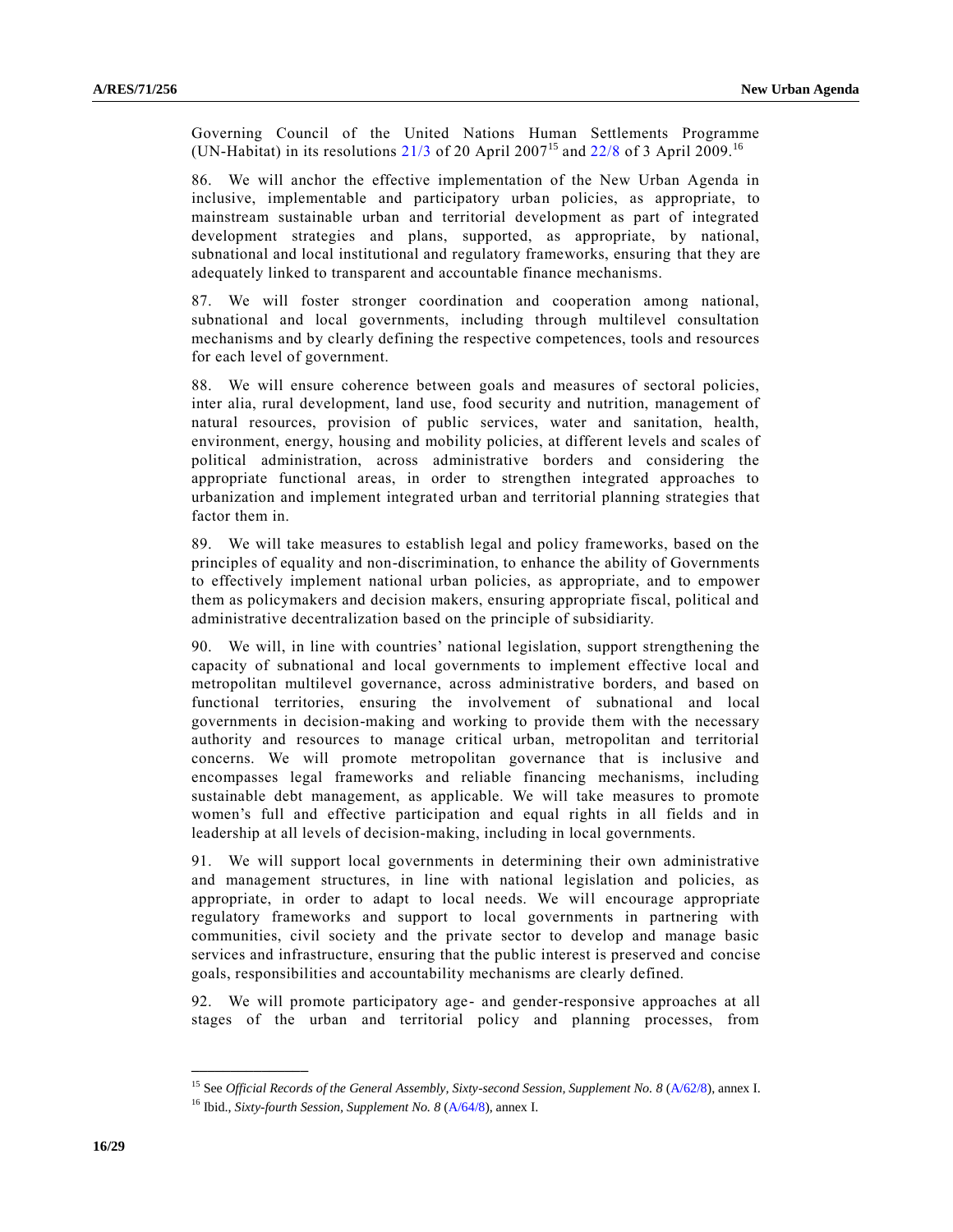Governing Council of the United Nations Human Settlements Programme (UN-Habitat) in its resolutions 21/3 of 20 April 2007[15] and 22/8 of 3 April 2009.[16]

86. We will anchor the effective implementation of the New Urban Agenda in inclusive, implementable and participatory urban policies, as appropriate, to mainstream sustainable urban and territorial development as part of integrated development strategies and plans, supported, as appropriate, by national, subnational and local institutional and regulatory frameworks, ensuring that they are adequately linked to transparent and accountable finance mechanisms.

87. We will foster stronger coordination and cooperation among national, subnational and local governments, including through multilevel consultation mechanisms and by clearly defining the respective competences, tools and resources for each level of government.

88. We will ensure coherence between goals and measures of sectoral policies, inter alia, rural development, land use, food security and nutrition, management of natural resources, provision of public services, water and sanitation, health, environment, energy, housing and mobility policies, at different levels and scales of political administration, across administrative borders and considering the appropriate functional areas, in order to strengthen integrated approaches to urbanization and implement integrated urban and territorial planning strategies that factor them in.

89. We will take measures to establish legal and policy frameworks, based on the principles of equality and non-discrimination, to enhance the ability of Governments to effectively implement national urban policies, as appropriate, and to empower them as policymakers and decision makers, ensuring appropriate fiscal, political and administrative decentralization based on the principle of subsidiarity.

90. We will, in line with countries' national legislation, support strengthening the capacity of subnational and local governments to implement effective local and metropolitan multilevel governance, across administrative borders, and based on functional territories, ensuring the involvement of subnational and local governments in decision-making and working to provide them with the necessary authority and resources to manage critical urban, metropolitan and territorial concerns. We will promote metropolitan governance that is inclusive and encompasses legal frameworks and reliable financing mechanisms, including sustainable debt management, as applicable. We will take measures to promote women's full and effective participation and equal rights in all fields and in leadership at all levels of decision-making, including in local governments.

91. We will support local governments in determining their own administrative and management structures, in line with national legislation and policies, as appropriate, in order to adapt to local needs. We will encourage appropriate regulatory frameworks and support to local governments in partnering with communities, civil society and the private sector to develop and manage basic services and infrastructure, ensuring that the public interest is preserved and concise goals, responsibilities and accountability mechanisms are clearly defined.

92. We will promote participatory age- and gender-responsive approaches at all stages of the urban and territorial policy and planning processes, from

---

[15] See *Official Records of the General Assembly, Sixty-second Session, Supplement No. 8* (A/62/8), annex I.

[16] Ibid., *Sixty-fourth Session, Supplement No. 8* (A/64/8), annex I.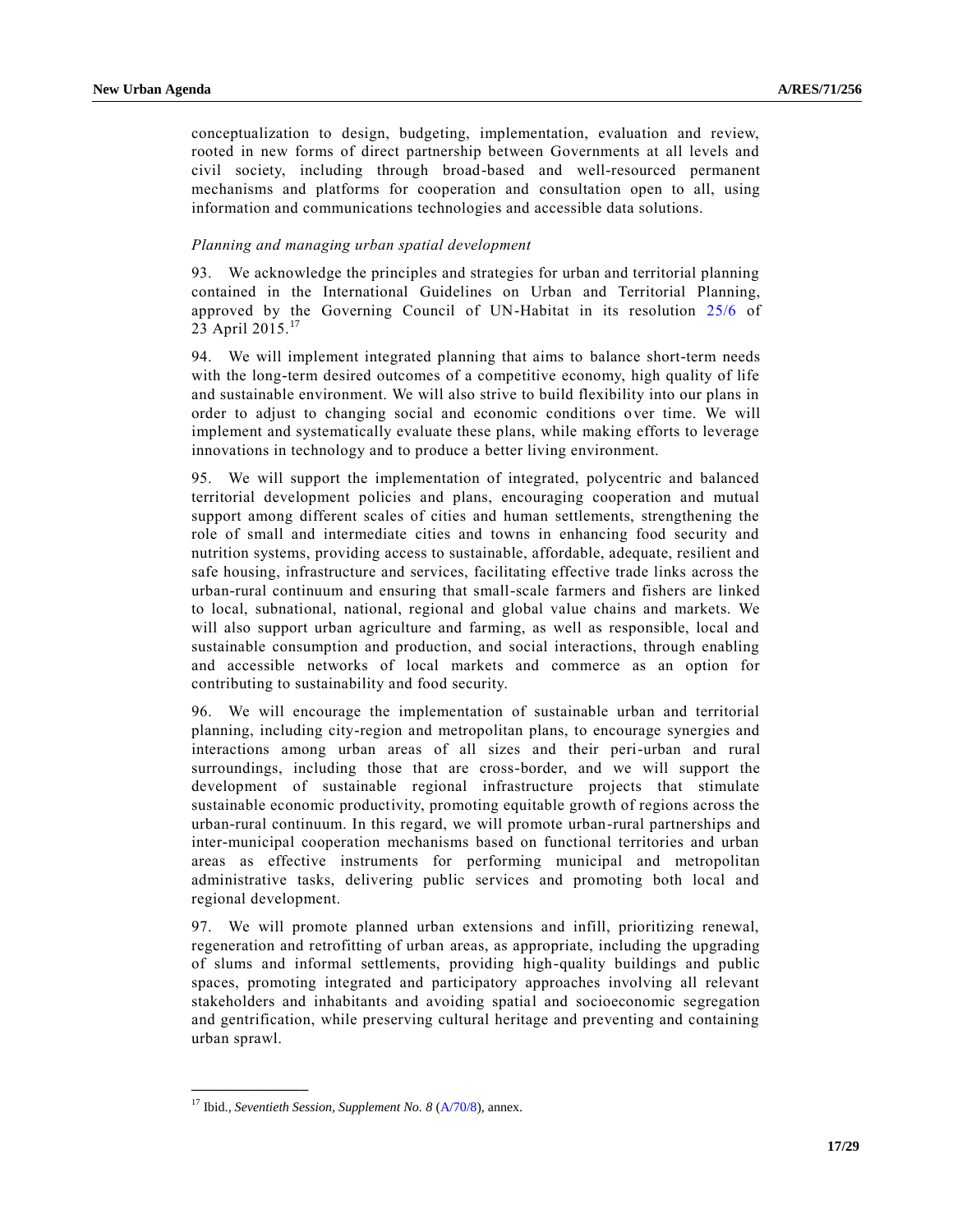conceptualization to design, budgeting, implementation, evaluation and review, rooted in new forms of direct partnership between Governments at all levels and civil society, including through broad-based and well-resourced permanent mechanisms and platforms for cooperation and consultation open to all, using information and communications technologies and accessible data solutions.

*Planning and managing urban spatial development*

93. We acknowledge the principles and strategies for urban and territorial planning contained in the International Guidelines on Urban and Territorial Planning, approved by the Governing Council of UN-Habitat in its resolution 25/6 of 23 April 2015.[17]

94. We will implement integrated planning that aims to balance short-term needs with the long-term desired outcomes of a competitive economy, high quality of life and sustainable environment. We will also strive to build flexibility into our plans in order to adjust to changing social and economic conditions over time. We will implement and systematically evaluate these plans, while making efforts to leverage innovations in technology and to produce a better living environment.

95. We will support the implementation of integrated, polycentric and balanced territorial development policies and plans, encouraging cooperation and mutual support among different scales of cities and human settlements, strengthening the role of small and intermediate cities and towns in enhancing food security and nutrition systems, providing access to sustainable, affordable, adequate, resilient and safe housing, infrastructure and services, facilitating effective trade links across the urban-rural continuum and ensuring that small-scale farmers and fishers are linked to local, subnational, national, regional and global value chains and markets. We will also support urban agriculture and farming, as well as responsible, local and sustainable consumption and production, and social interactions, through enabling and accessible networks of local markets and commerce as an option for contributing to sustainability and food security.

96. We will encourage the implementation of sustainable urban and territorial planning, including city-region and metropolitan plans, to encourage synergies and interactions among urban areas of all sizes and their peri-urban and rural surroundings, including those that are cross-border, and we will support the development of sustainable regional infrastructure projects that stimulate sustainable economic productivity, promoting equitable growth of regions across the urban-rural continuum. In this regard, we will promote urban-rural partnerships and inter-municipal cooperation mechanisms based on functional territories and urban areas as effective instruments for performing municipal and metropolitan administrative tasks, delivering public services and promoting both local and regional development.

97. We will promote planned urban extensions and infill, prioritizing renewal, regeneration and retrofitting of urban areas, as appropriate, including the upgrading of slums and informal settlements, providing high-quality buildings and public spaces, promoting integrated and participatory approaches involving all relevant stakeholders and inhabitants and avoiding spatial and socioeconomic segregation and gentrification, while preserving cultural heritage and preventing and containing urban sprawl.

---

[17] Ibid., *Seventieth Session, Supplement No. 8* (A/70/8), annex.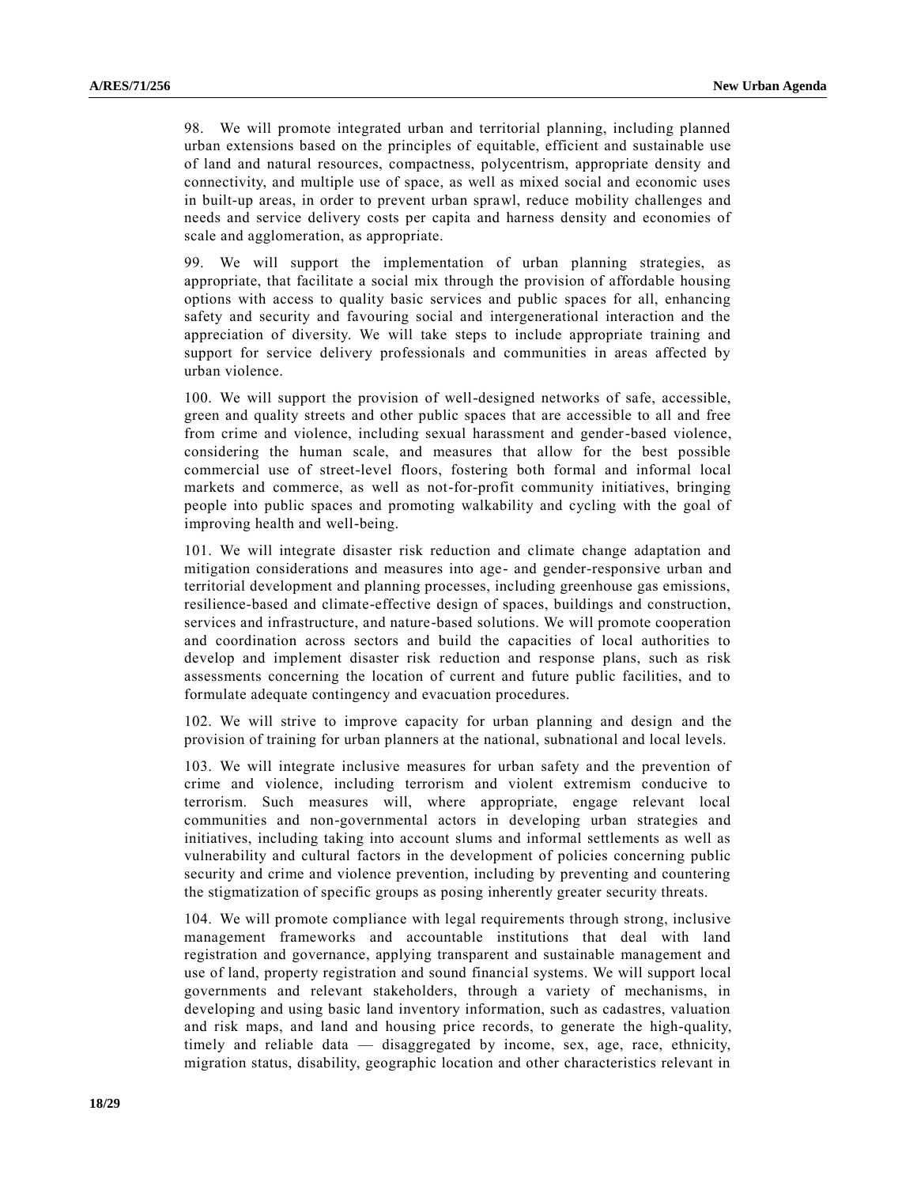98. We will promote integrated urban and territorial planning, including planned urban extensions based on the principles of equitable, efficient and sustainable use of land and natural resources, compactness, polycentrism, appropriate density and connectivity, and multiple use of space, as well as mixed social and economic uses in built-up areas, in order to prevent urban sprawl, reduce mobility challenges and needs and service delivery costs per capita and harness density and economies of scale and agglomeration, as appropriate.

99. We will support the implementation of urban planning strategies, as appropriate, that facilitate a social mix through the provision of affordable housing options with access to quality basic services and public spaces for all, enhancing safety and security and favouring social and intergenerational interaction and the appreciation of diversity. We will take steps to include appropriate training and support for service delivery professionals and communities in areas affected by urban violence.

100. We will support the provision of well-designed networks of safe, accessible, green and quality streets and other public spaces that are accessible to all and free from crime and violence, including sexual harassment and gender-based violence, considering the human scale, and measures that allow for the best possible commercial use of street-level floors, fostering both formal and informal local markets and commerce, as well as not-for-profit community initiatives, bringing people into public spaces and promoting walkability and cycling with the goal of improving health and well-being.

101. We will integrate disaster risk reduction and climate change adaptation and mitigation considerations and measures into age- and gender-responsive urban and territorial development and planning processes, including greenhouse gas emissions, resilience-based and climate-effective design of spaces, buildings and construction, services and infrastructure, and nature-based solutions. We will promote cooperation and coordination across sectors and build the capacities of local authorities to develop and implement disaster risk reduction and response plans, such as risk assessments concerning the location of current and future public facilities, and to formulate adequate contingency and evacuation procedures.

102. We will strive to improve capacity for urban planning and design and the provision of training for urban planners at the national, subnational and local levels.

103. We will integrate inclusive measures for urban safety and the prevention of crime and violence, including terrorism and violent extremism conducive to terrorism. Such measures will, where appropriate, engage relevant local communities and non-governmental actors in developing urban strategies and initiatives, including taking into account slums and informal settlements as well as vulnerability and cultural factors in the development of policies concerning public security and crime and violence prevention, including by preventing and countering the stigmatization of specific groups as posing inherently greater security threats.

104. We will promote compliance with legal requirements through strong, inclusive management frameworks and accountable institutions that deal with land registration and governance, applying transparent and sustainable management and use of land, property registration and sound financial systems. We will support local governments and relevant stakeholders, through a variety of mechanisms, in developing and using basic land inventory information, such as cadastres, valuation and risk maps, and land and housing price records, to generate the high-quality, timely and reliable data — disaggregated by income, sex, age, race, ethnicity, migration status, disability, geographic location and other characteristics relevant in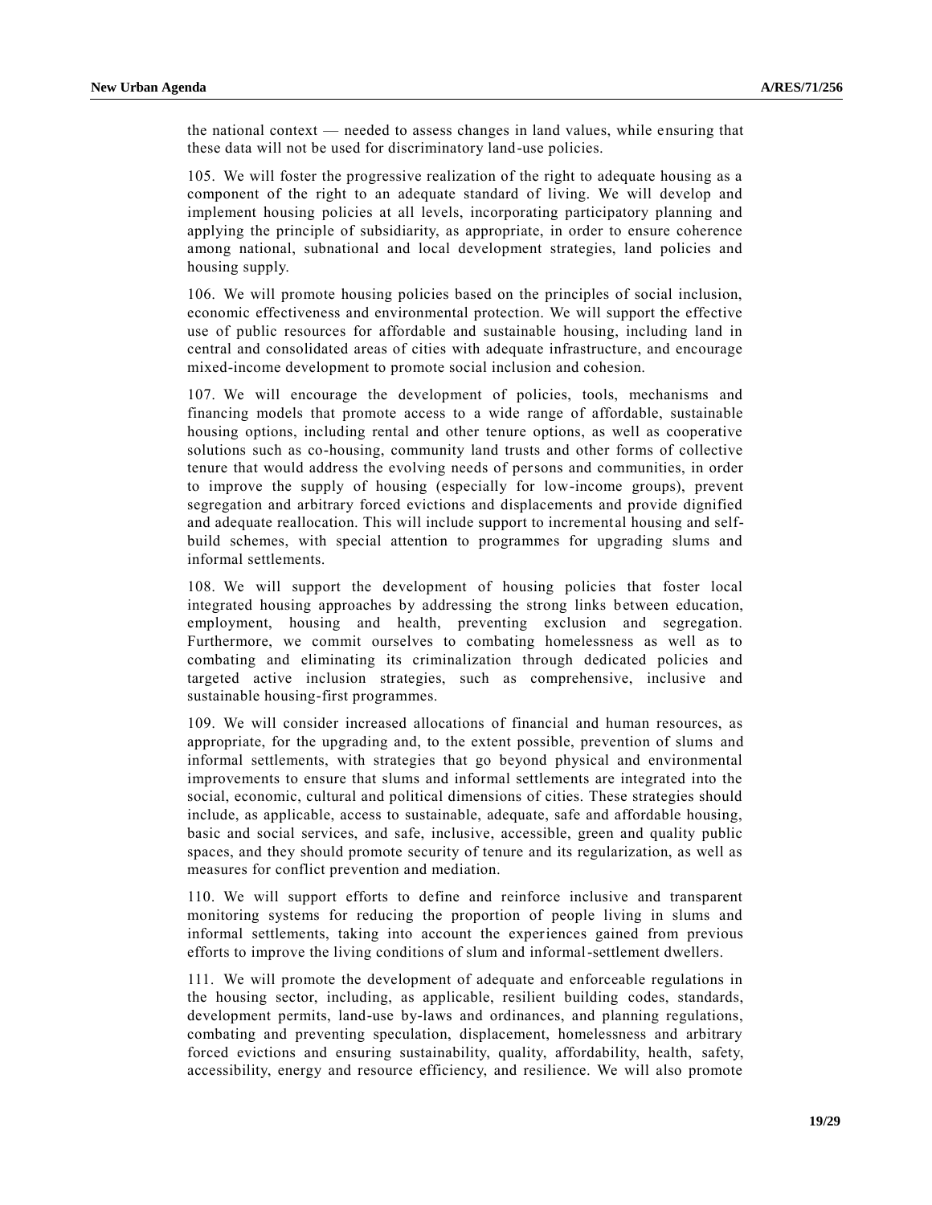the national context — needed to assess changes in land values, while ensuring that these data will not be used for discriminatory land-use policies.

105. We will foster the progressive realization of the right to adequate housing as a component of the right to an adequate standard of living. We will develop and implement housing policies at all levels, incorporating participatory planning and applying the principle of subsidiarity, as appropriate, in order to ensure coherence among national, subnational and local development strategies, land policies and housing supply.

106. We will promote housing policies based on the principles of social inclusion, economic effectiveness and environmental protection. We will support the effective use of public resources for affordable and sustainable housing, including land in central and consolidated areas of cities with adequate infrastructure, and encourage mixed-income development to promote social inclusion and cohesion.

107. We will encourage the development of policies, tools, mechanisms and financing models that promote access to a wide range of affordable, sustainable housing options, including rental and other tenure options, as well as cooperative solutions such as co-housing, community land trusts and other forms of collective tenure that would address the evolving needs of persons and communities, in order to improve the supply of housing (especially for low-income groups), prevent segregation and arbitrary forced evictions and displacements and provide dignified and adequate reallocation. This will include support to incremental housing and self-build schemes, with special attention to programmes for upgrading slums and informal settlements.

108. We will support the development of housing policies that foster local integrated housing approaches by addressing the strong links between education, employment, housing and health, preventing exclusion and segregation. Furthermore, we commit ourselves to combating homelessness as well as to combating and eliminating its criminalization through dedicated policies and targeted active inclusion strategies, such as comprehensive, inclusive and sustainable housing-first programmes.

109. We will consider increased allocations of financial and human resources, as appropriate, for the upgrading and, to the extent possible, prevention of slums and informal settlements, with strategies that go beyond physical and environmental improvements to ensure that slums and informal settlements are integrated into the social, economic, cultural and political dimensions of cities. These strategies should include, as applicable, access to sustainable, adequate, safe and affordable housing, basic and social services, and safe, inclusive, accessible, green and quality public spaces, and they should promote security of tenure and its regularization, as well as measures for conflict prevention and mediation.

110. We will support efforts to define and reinforce inclusive and transparent monitoring systems for reducing the proportion of people living in slums and informal settlements, taking into account the experiences gained from previous efforts to improve the living conditions of slum and informal-settlement dwellers.

111. We will promote the development of adequate and enforceable regulations in the housing sector, including, as applicable, resilient building codes, standards, development permits, land-use by-laws and ordinances, and planning regulations, combating and preventing speculation, displacement, homelessness and arbitrary forced evictions and ensuring sustainability, quality, affordability, health, safety, accessibility, energy and resource efficiency, and resilience. We will also promote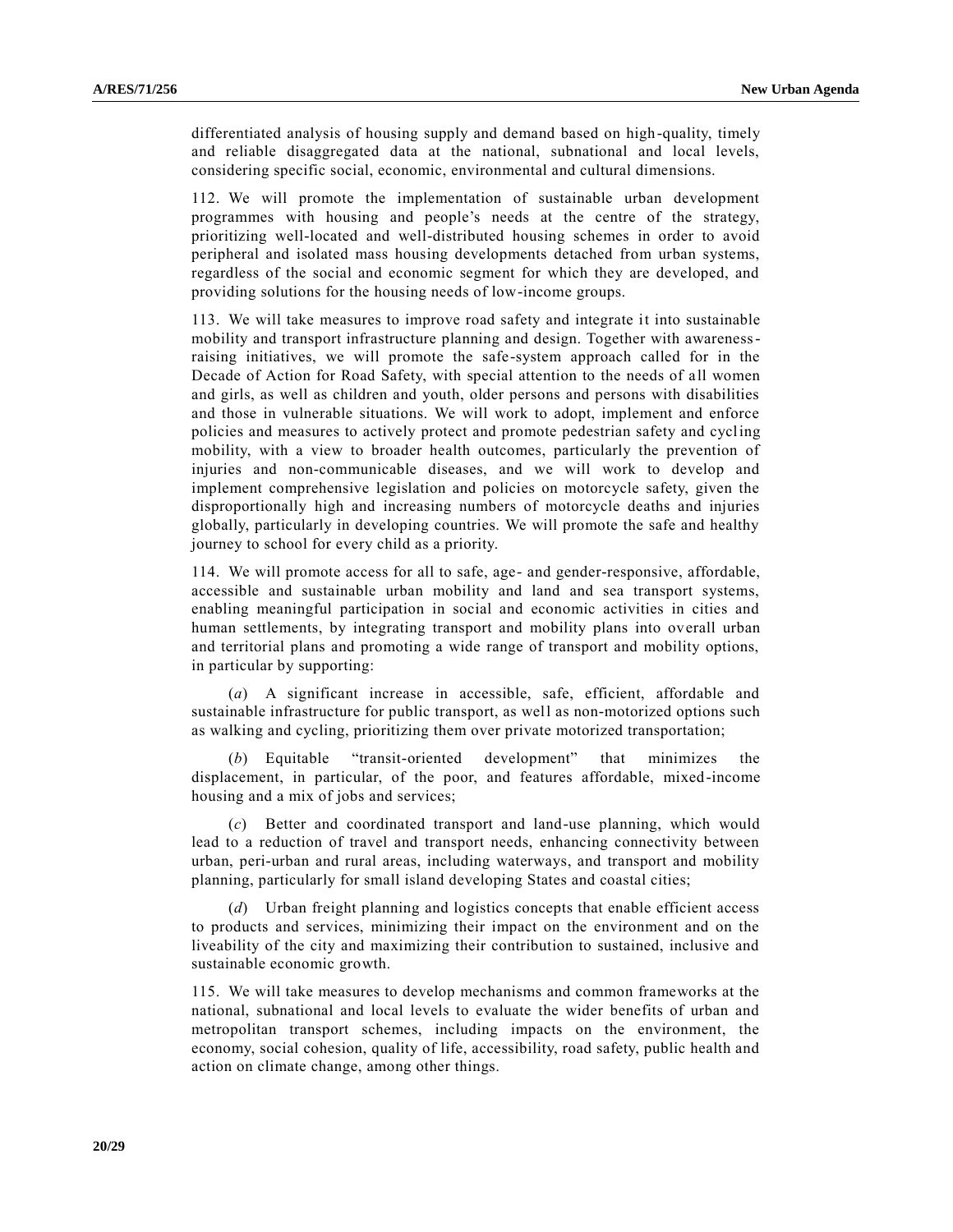differentiated analysis of housing supply and demand based on high-quality, timely and reliable disaggregated data at the national, subnational and local levels, considering specific social, economic, environmental and cultural dimensions.

112. We will promote the implementation of sustainable urban development programmes with housing and people's needs at the centre of the strategy, prioritizing well-located and well-distributed housing schemes in order to avoid peripheral and isolated mass housing developments detached from urban systems, regardless of the social and economic segment for which they are developed, and providing solutions for the housing needs of low-income groups.

113. We will take measures to improve road safety and integrate it into sustainable mobility and transport infrastructure planning and design. Together with awareness-raising initiatives, we will promote the safe-system approach called for in the Decade of Action for Road Safety, with special attention to the needs of all women and girls, as well as children and youth, older persons and persons with disabilities and those in vulnerable situations. We will work to adopt, implement and enforce policies and measures to actively protect and promote pedestrian safety and cycling mobility, with a view to broader health outcomes, particularly the prevention of injuries and non-communicable diseases, and we will work to develop and implement comprehensive legislation and policies on motorcycle safety, given the disproportionally high and increasing numbers of motorcycle deaths and injuries globally, particularly in developing countries. We will promote the safe and healthy journey to school for every child as a priority.

114. We will promote access for all to safe, age- and gender-responsive, affordable, accessible and sustainable urban mobility and land and sea transport systems, enabling meaningful participation in social and economic activities in cities and human settlements, by integrating transport and mobility plans into overall urban and territorial plans and promoting a wide range of transport and mobility options, in particular by supporting:

(*a*) A significant increase in accessible, safe, efficient, affordable and sustainable infrastructure for public transport, as well as non-motorized options such as walking and cycling, prioritizing them over private motorized transportation;

(*b*) Equitable "transit-oriented development" that minimizes the displacement, in particular, of the poor, and features affordable, mixed-income housing and a mix of jobs and services;

(*c*) Better and coordinated transport and land-use planning, which would lead to a reduction of travel and transport needs, enhancing connectivity between urban, peri-urban and rural areas, including waterways, and transport and mobility planning, particularly for small island developing States and coastal cities;

(*d*) Urban freight planning and logistics concepts that enable efficient access to products and services, minimizing their impact on the environment and on the liveability of the city and maximizing their contribution to sustained, inclusive and sustainable economic growth.

115. We will take measures to develop mechanisms and common frameworks at the national, subnational and local levels to evaluate the wider benefits of urban and metropolitan transport schemes, including impacts on the environment, the economy, social cohesion, quality of life, accessibility, road safety, public health and action on climate change, among other things.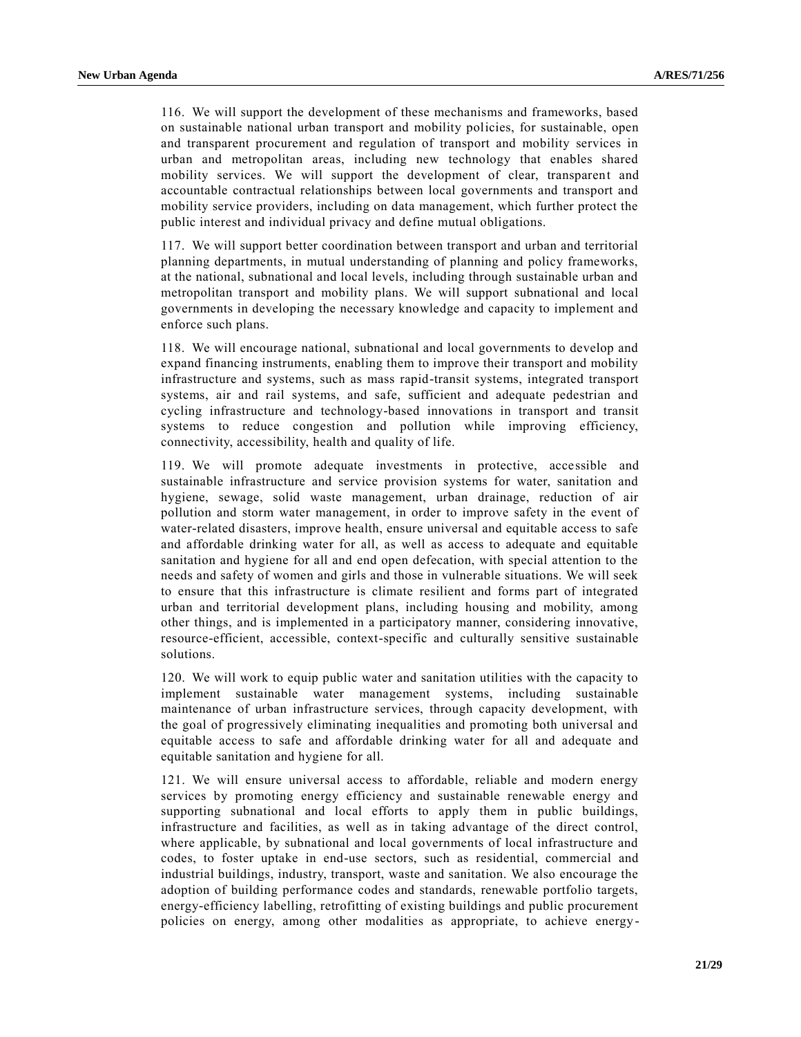116. We will support the development of these mechanisms and frameworks, based on sustainable national urban transport and mobility policies, for sustainable, open and transparent procurement and regulation of transport and mobility services in urban and metropolitan areas, including new technology that enables shared mobility services. We will support the development of clear, transparent and accountable contractual relationships between local governments and transport and mobility service providers, including on data management, which further protect the public interest and individual privacy and define mutual obligations.

117. We will support better coordination between transport and urban and territorial planning departments, in mutual understanding of planning and policy frameworks, at the national, subnational and local levels, including through sustainable urban and metropolitan transport and mobility plans. We will support subnational and local governments in developing the necessary knowledge and capacity to implement and enforce such plans.

118. We will encourage national, subnational and local governments to develop and expand financing instruments, enabling them to improve their transport and mobility infrastructure and systems, such as mass rapid-transit systems, integrated transport systems, air and rail systems, and safe, sufficient and adequate pedestrian and cycling infrastructure and technology-based innovations in transport and transit systems to reduce congestion and pollution while improving efficiency, connectivity, accessibility, health and quality of life.

119. We will promote adequate investments in protective, accessible and sustainable infrastructure and service provision systems for water, sanitation and hygiene, sewage, solid waste management, urban drainage, reduction of air pollution and storm water management, in order to improve safety in the event of water-related disasters, improve health, ensure universal and equitable access to safe and affordable drinking water for all, as well as access to adequate and equitable sanitation and hygiene for all and end open defecation, with special attention to the needs and safety of women and girls and those in vulnerable situations. We will seek to ensure that this infrastructure is climate resilient and forms part of integrated urban and territorial development plans, including housing and mobility, among other things, and is implemented in a participatory manner, considering innovative, resource-efficient, accessible, context-specific and culturally sensitive sustainable solutions.

120. We will work to equip public water and sanitation utilities with the capacity to implement sustainable water management systems, including sustainable maintenance of urban infrastructure services, through capacity development, with the goal of progressively eliminating inequalities and promoting both universal and equitable access to safe and affordable drinking water for all and adequate and equitable sanitation and hygiene for all.

121. We will ensure universal access to affordable, reliable and modern energy services by promoting energy efficiency and sustainable renewable energy and supporting subnational and local efforts to apply them in public buildings, infrastructure and facilities, as well as in taking advantage of the direct control, where applicable, by subnational and local governments of local infrastructure and codes, to foster uptake in end-use sectors, such as residential, commercial and industrial buildings, industry, transport, waste and sanitation. We also encourage the adoption of building performance codes and standards, renewable portfolio targets, energy-efficiency labelling, retrofitting of existing buildings and public procurement policies on energy, among other modalities as appropriate, to achieve energy-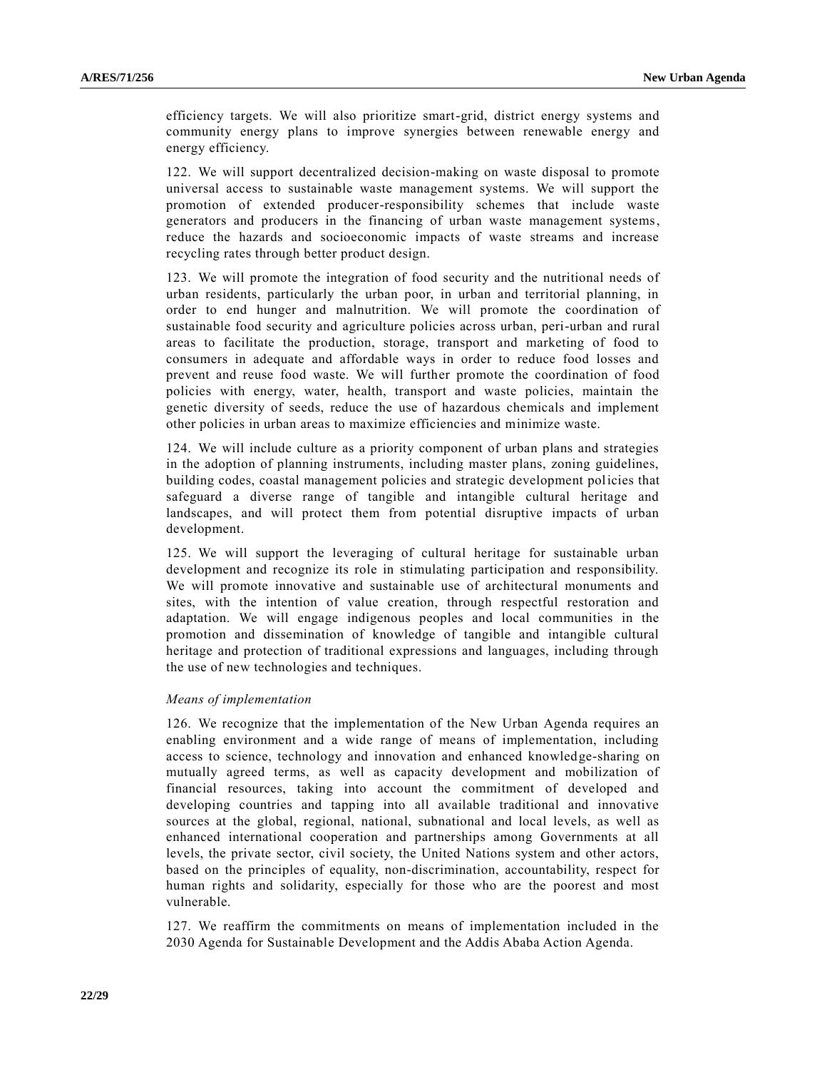efficiency targets. We will also prioritize smart-grid, district energy systems and community energy plans to improve synergies between renewable energy and energy efficiency.

122. We will support decentralized decision-making on waste disposal to promote universal access to sustainable waste management systems. We will support the promotion of extended producer-responsibility schemes that include waste generators and producers in the financing of urban waste management systems, reduce the hazards and socioeconomic impacts of waste streams and increase recycling rates through better product design.

123. We will promote the integration of food security and the nutritional needs of urban residents, particularly the urban poor, in urban and territorial planning, in order to end hunger and malnutrition. We will promote the coordination of sustainable food security and agriculture policies across urban, peri-urban and rural areas to facilitate the production, storage, transport and marketing of food to consumers in adequate and affordable ways in order to reduce food losses and prevent and reuse food waste. We will further promote the coordination of food policies with energy, water, health, transport and waste policies, maintain the genetic diversity of seeds, reduce the use of hazardous chemicals and implement other policies in urban areas to maximize efficiencies and minimize waste.

124. We will include culture as a priority component of urban plans and strategies in the adoption of planning instruments, including master plans, zoning guidelines, building codes, coastal management policies and strategic development policies that safeguard a diverse range of tangible and intangible cultural heritage and landscapes, and will protect them from potential disruptive impacts of urban development.

125. We will support the leveraging of cultural heritage for sustainable urban development and recognize its role in stimulating participation and responsibility. We will promote innovative and sustainable use of architectural monuments and sites, with the intention of value creation, through respectful restoration and adaptation. We will engage indigenous peoples and local communities in the promotion and dissemination of knowledge of tangible and intangible cultural heritage and protection of traditional expressions and languages, including through the use of new technologies and techniques.

*Means of implementation*

126. We recognize that the implementation of the New Urban Agenda requires an enabling environment and a wide range of means of implementation, including access to science, technology and innovation and enhanced knowledge-sharing on mutually agreed terms, as well as capacity development and mobilization of financial resources, taking into account the commitment of developed and developing countries and tapping into all available traditional and innovative sources at the global, regional, national, subnational and local levels, as well as enhanced international cooperation and partnerships among Governments at all levels, the private sector, civil society, the United Nations system and other actors, based on the principles of equality, non-discrimination, accountability, respect for human rights and solidarity, especially for those who are the poorest and most vulnerable.

127. We reaffirm the commitments on means of implementation included in the 2030 Agenda for Sustainable Development and the Addis Ababa Action Agenda.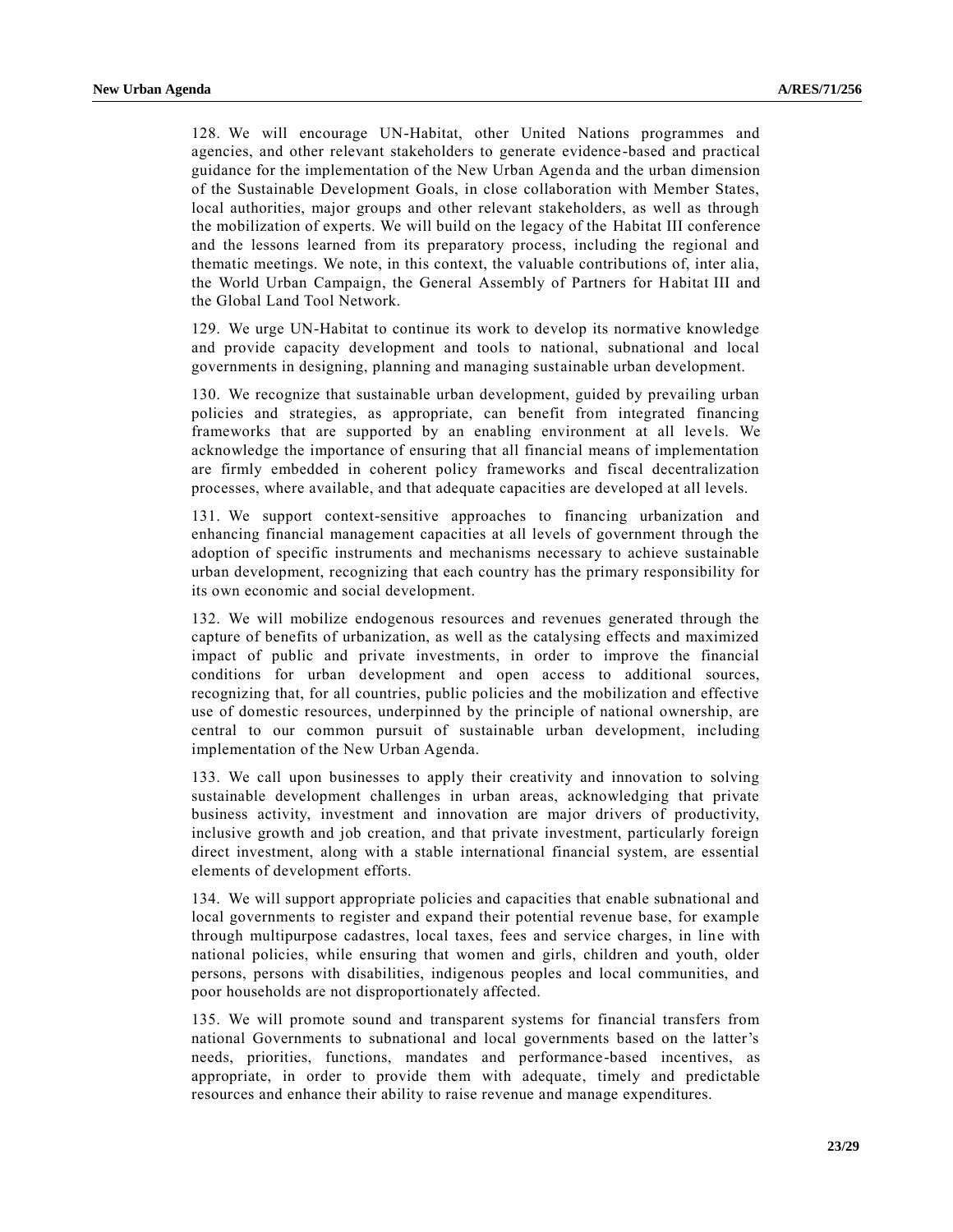128. We will encourage UN-Habitat, other United Nations programmes and agencies, and other relevant stakeholders to generate evidence-based and practical guidance for the implementation of the New Urban Agenda and the urban dimension of the Sustainable Development Goals, in close collaboration with Member States, local authorities, major groups and other relevant stakeholders, as well as through the mobilization of experts. We will build on the legacy of the Habitat III conference and the lessons learned from its preparatory process, including the regional and thematic meetings. We note, in this context, the valuable contributions of, inter alia, the World Urban Campaign, the General Assembly of Partners for Habitat III and the Global Land Tool Network.

129. We urge UN-Habitat to continue its work to develop its normative knowledge and provide capacity development and tools to national, subnational and local governments in designing, planning and managing sustainable urban development.

130. We recognize that sustainable urban development, guided by prevailing urban policies and strategies, as appropriate, can benefit from integrated financing frameworks that are supported by an enabling environment at all levels. We acknowledge the importance of ensuring that all financial means of implementation are firmly embedded in coherent policy frameworks and fiscal decentralization processes, where available, and that adequate capacities are developed at all levels.

131. We support context-sensitive approaches to financing urbanization and enhancing financial management capacities at all levels of government through the adoption of specific instruments and mechanisms necessary to achieve sustainable urban development, recognizing that each country has the primary responsibility for its own economic and social development.

132. We will mobilize endogenous resources and revenues generated through the capture of benefits of urbanization, as well as the catalysing effects and maximized impact of public and private investments, in order to improve the financial conditions for urban development and open access to additional sources, recognizing that, for all countries, public policies and the mobilization and effective use of domestic resources, underpinned by the principle of national ownership, are central to our common pursuit of sustainable urban development, including implementation of the New Urban Agenda.

133. We call upon businesses to apply their creativity and innovation to solving sustainable development challenges in urban areas, acknowledging that private business activity, investment and innovation are major drivers of productivity, inclusive growth and job creation, and that private investment, particularly foreign direct investment, along with a stable international financial system, are essential elements of development efforts.

134. We will support appropriate policies and capacities that enable subnational and local governments to register and expand their potential revenue base, for example through multipurpose cadastres, local taxes, fees and service charges, in line with national policies, while ensuring that women and girls, children and youth, older persons, persons with disabilities, indigenous peoples and local communities, and poor households are not disproportionately affected.

135. We will promote sound and transparent systems for financial transfers from national Governments to subnational and local governments based on the latter's needs, priorities, functions, mandates and performance-based incentives, as appropriate, in order to provide them with adequate, timely and predictable resources and enhance their ability to raise revenue and manage expenditures.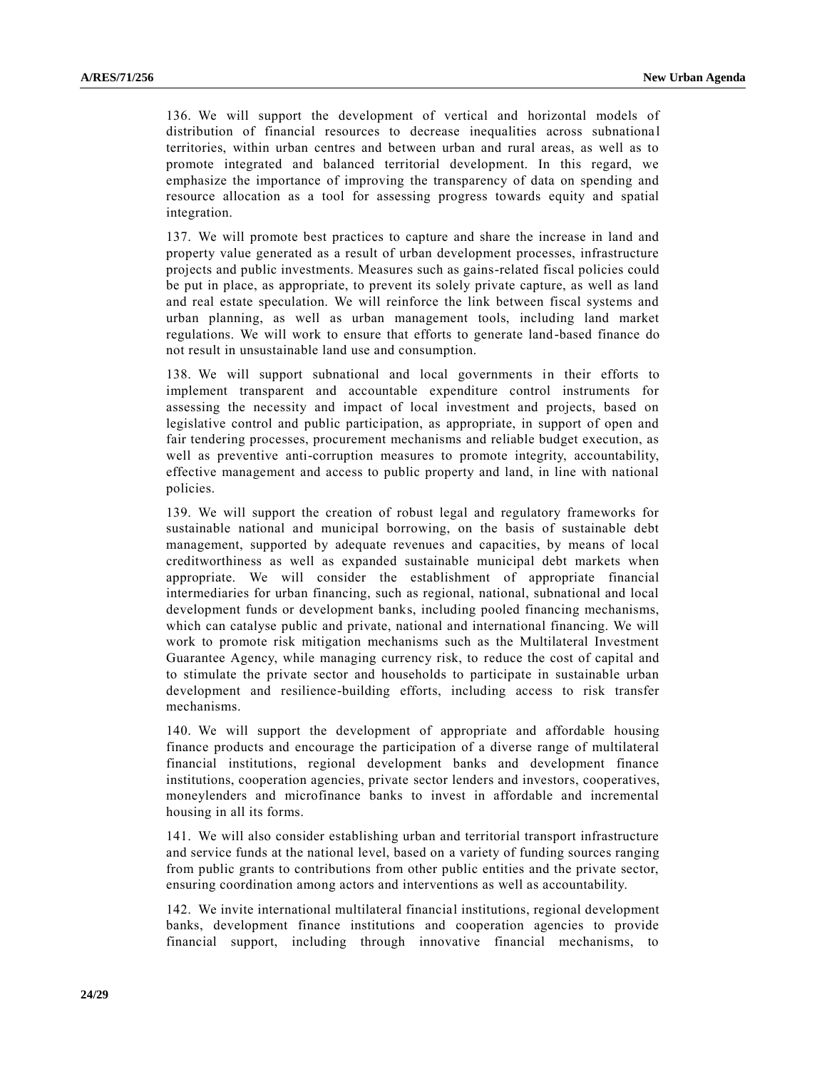136. We will support the development of vertical and horizontal models of distribution of financial resources to decrease inequalities across subnational territories, within urban centres and between urban and rural areas, as well as to promote integrated and balanced territorial development. In this regard, we emphasize the importance of improving the transparency of data on spending and resource allocation as a tool for assessing progress towards equity and spatial integration.

137. We will promote best practices to capture and share the increase in land and property value generated as a result of urban development processes, infrastructure projects and public investments. Measures such as gains-related fiscal policies could be put in place, as appropriate, to prevent its solely private capture, as well as land and real estate speculation. We will reinforce the link between fiscal systems and urban planning, as well as urban management tools, including land market regulations. We will work to ensure that efforts to generate land-based finance do not result in unsustainable land use and consumption.

138. We will support subnational and local governments in their efforts to implement transparent and accountable expenditure control instruments for assessing the necessity and impact of local investment and projects, based on legislative control and public participation, as appropriate, in support of open and fair tendering processes, procurement mechanisms and reliable budget execution, as well as preventive anti-corruption measures to promote integrity, accountability, effective management and access to public property and land, in line with national policies.

139. We will support the creation of robust legal and regulatory frameworks for sustainable national and municipal borrowing, on the basis of sustainable debt management, supported by adequate revenues and capacities, by means of local creditworthiness as well as expanded sustainable municipal debt markets when appropriate. We will consider the establishment of appropriate financial intermediaries for urban financing, such as regional, national, subnational and local development funds or development banks, including pooled financing mechanisms, which can catalyse public and private, national and international financing. We will work to promote risk mitigation mechanisms such as the Multilateral Investment Guarantee Agency, while managing currency risk, to reduce the cost of capital and to stimulate the private sector and households to participate in sustainable urban development and resilience-building efforts, including access to risk transfer mechanisms.

140. We will support the development of appropriate and affordable housing finance products and encourage the participation of a diverse range of multilateral financial institutions, regional development banks and development finance institutions, cooperation agencies, private sector lenders and investors, cooperatives, moneylenders and microfinance banks to invest in affordable and incremental housing in all its forms.

141. We will also consider establishing urban and territorial transport infrastructure and service funds at the national level, based on a variety of funding sources ranging from public grants to contributions from other public entities and the private sector, ensuring coordination among actors and interventions as well as accountability.

142. We invite international multilateral financial institutions, regional development banks, development finance institutions and cooperation agencies to provide financial support, including through innovative financial mechanisms, to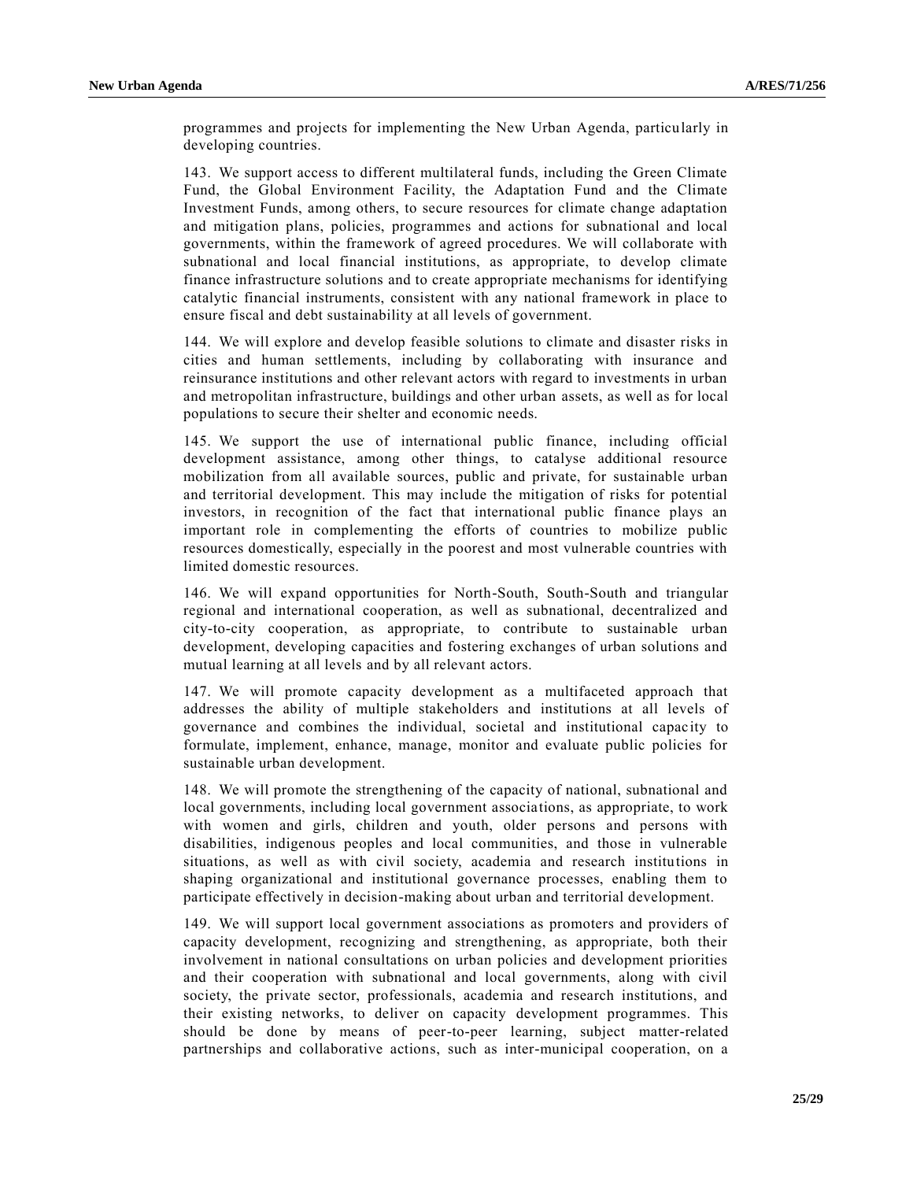programmes and projects for implementing the New Urban Agenda, particularly in developing countries.

143. We support access to different multilateral funds, including the Green Climate Fund, the Global Environment Facility, the Adaptation Fund and the Climate Investment Funds, among others, to secure resources for climate change adaptation and mitigation plans, policies, programmes and actions for subnational and local governments, within the framework of agreed procedures. We will collaborate with subnational and local financial institutions, as appropriate, to develop climate finance infrastructure solutions and to create appropriate mechanisms for identifying catalytic financial instruments, consistent with any national framework in place to ensure fiscal and debt sustainability at all levels of government.

144. We will explore and develop feasible solutions to climate and disaster risks in cities and human settlements, including by collaborating with insurance and reinsurance institutions and other relevant actors with regard to investments in urban and metropolitan infrastructure, buildings and other urban assets, as well as for local populations to secure their shelter and economic needs.

145. We support the use of international public finance, including official development assistance, among other things, to catalyse additional resource mobilization from all available sources, public and private, for sustainable urban and territorial development. This may include the mitigation of risks for potential investors, in recognition of the fact that international public finance plays an important role in complementing the efforts of countries to mobilize public resources domestically, especially in the poorest and most vulnerable countries with limited domestic resources.

146. We will expand opportunities for North-South, South-South and triangular regional and international cooperation, as well as subnational, decentralized and city-to-city cooperation, as appropriate, to contribute to sustainable urban development, developing capacities and fostering exchanges of urban solutions and mutual learning at all levels and by all relevant actors.

147. We will promote capacity development as a multifaceted approach that addresses the ability of multiple stakeholders and institutions at all levels of governance and combines the individual, societal and institutional capacity to formulate, implement, enhance, manage, monitor and evaluate public policies for sustainable urban development.

148. We will promote the strengthening of the capacity of national, subnational and local governments, including local government associations, as appropriate, to work with women and girls, children and youth, older persons and persons with disabilities, indigenous peoples and local communities, and those in vulnerable situations, as well as with civil society, academia and research institutions in shaping organizational and institutional governance processes, enabling them to participate effectively in decision-making about urban and territorial development.

149. We will support local government associations as promoters and providers of capacity development, recognizing and strengthening, as appropriate, both their involvement in national consultations on urban policies and development priorities and their cooperation with subnational and local governments, along with civil society, the private sector, professionals, academia and research institutions, and their existing networks, to deliver on capacity development programmes. This should be done by means of peer-to-peer learning, subject matter-related partnerships and collaborative actions, such as inter-municipal cooperation, on a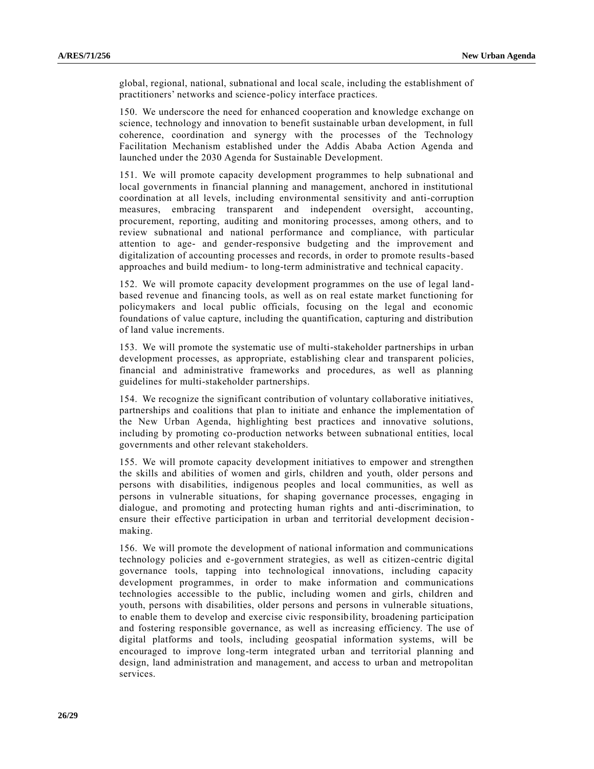global, regional, national, subnational and local scale, including the establishment of practitioners' networks and science-policy interface practices.

150. We underscore the need for enhanced cooperation and knowledge exchange on science, technology and innovation to benefit sustainable urban development, in full coherence, coordination and synergy with the processes of the Technology Facilitation Mechanism established under the Addis Ababa Action Agenda and launched under the 2030 Agenda for Sustainable Development.

151. We will promote capacity development programmes to help subnational and local governments in financial planning and management, anchored in institutional coordination at all levels, including environmental sensitivity and anti-corruption measures, embracing transparent and independent oversight, accounting, procurement, reporting, auditing and monitoring processes, among others, and to review subnational and national performance and compliance, with particular attention to age- and gender-responsive budgeting and the improvement and digitalization of accounting processes and records, in order to promote results-based approaches and build medium- to long-term administrative and technical capacity.

152. We will promote capacity development programmes on the use of legal land-based revenue and financing tools, as well as on real estate market functioning for policymakers and local public officials, focusing on the legal and economic foundations of value capture, including the quantification, capturing and distribution of land value increments.

153. We will promote the systematic use of multi-stakeholder partnerships in urban development processes, as appropriate, establishing clear and transparent policies, financial and administrative frameworks and procedures, as well as planning guidelines for multi-stakeholder partnerships.

154. We recognize the significant contribution of voluntary collaborative initiatives, partnerships and coalitions that plan to initiate and enhance the implementation of the New Urban Agenda, highlighting best practices and innovative solutions, including by promoting co-production networks between subnational entities, local governments and other relevant stakeholders.

155. We will promote capacity development initiatives to empower and strengthen the skills and abilities of women and girls, children and youth, older persons and persons with disabilities, indigenous peoples and local communities, as well as persons in vulnerable situations, for shaping governance processes, engaging in dialogue, and promoting and protecting human rights and anti-discrimination, to ensure their effective participation in urban and territorial development decision-making.

156. We will promote the development of national information and communications technology policies and e-government strategies, as well as citizen-centric digital governance tools, tapping into technological innovations, including capacity development programmes, in order to make information and communications technologies accessible to the public, including women and girls, children and youth, persons with disabilities, older persons and persons in vulnerable situations, to enable them to develop and exercise civic responsibility, broadening participation and fostering responsible governance, as well as increasing efficiency. The use of digital platforms and tools, including geospatial information systems, will be encouraged to improve long-term integrated urban and territorial planning and design, land administration and management, and access to urban and metropolitan services.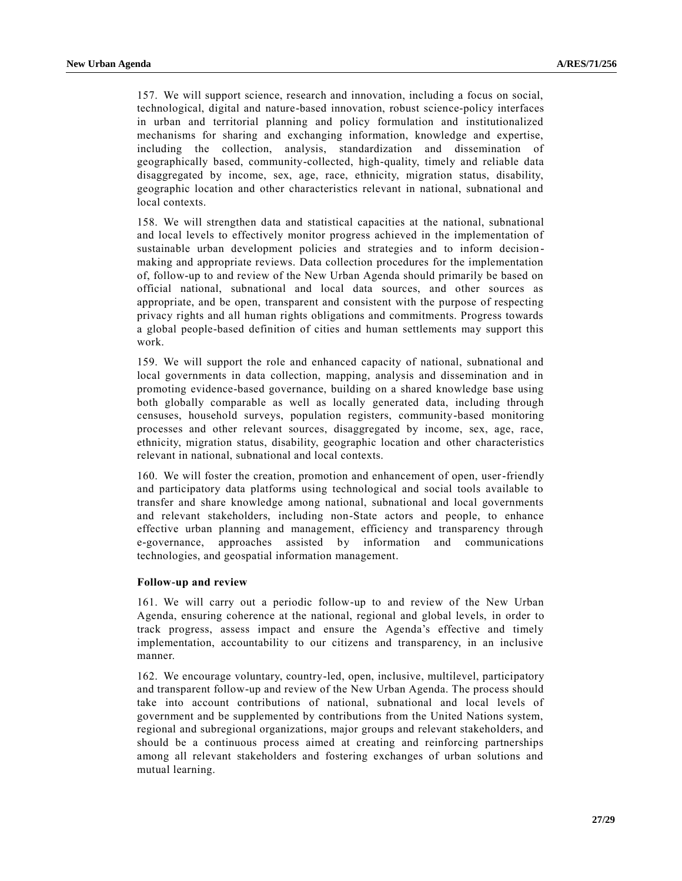157. We will support science, research and innovation, including a focus on social, technological, digital and nature-based innovation, robust science-policy interfaces in urban and territorial planning and policy formulation and institutionalized mechanisms for sharing and exchanging information, knowledge and expertise, including the collection, analysis, standardization and dissemination of geographically based, community-collected, high-quality, timely and reliable data disaggregated by income, sex, age, race, ethnicity, migration status, disability, geographic location and other characteristics relevant in national, subnational and local contexts.

158. We will strengthen data and statistical capacities at the national, subnational and local levels to effectively monitor progress achieved in the implementation of sustainable urban development policies and strategies and to inform decision-making and appropriate reviews. Data collection procedures for the implementation of, follow-up to and review of the New Urban Agenda should primarily be based on official national, subnational and local data sources, and other sources as appropriate, and be open, transparent and consistent with the purpose of respecting privacy rights and all human rights obligations and commitments. Progress towards a global people-based definition of cities and human settlements may support this work.

159. We will support the role and enhanced capacity of national, subnational and local governments in data collection, mapping, analysis and dissemination and in promoting evidence-based governance, building on a shared knowledge base using both globally comparable as well as locally generated data, including through censuses, household surveys, population registers, community-based monitoring processes and other relevant sources, disaggregated by income, sex, age, race, ethnicity, migration status, disability, geographic location and other characteristics relevant in national, subnational and local contexts.

160. We will foster the creation, promotion and enhancement of open, user-friendly and participatory data platforms using technological and social tools available to transfer and share knowledge among national, subnational and local governments and relevant stakeholders, including non-State actors and people, to enhance effective urban planning and management, efficiency and transparency through e-governance, approaches assisted by information and communications technologies, and geospatial information management.

**Follow-up and review**

161. We will carry out a periodic follow-up to and review of the New Urban Agenda, ensuring coherence at the national, regional and global levels, in order to track progress, assess impact and ensure the Agenda's effective and timely implementation, accountability to our citizens and transparency, in an inclusive manner.

162. We encourage voluntary, country-led, open, inclusive, multilevel, participatory and transparent follow-up and review of the New Urban Agenda. The process should take into account contributions of national, subnational and local levels of government and be supplemented by contributions from the United Nations system, regional and subregional organizations, major groups and relevant stakeholders, and should be a continuous process aimed at creating and reinforcing partnerships among all relevant stakeholders and fostering exchanges of urban solutions and mutual learning.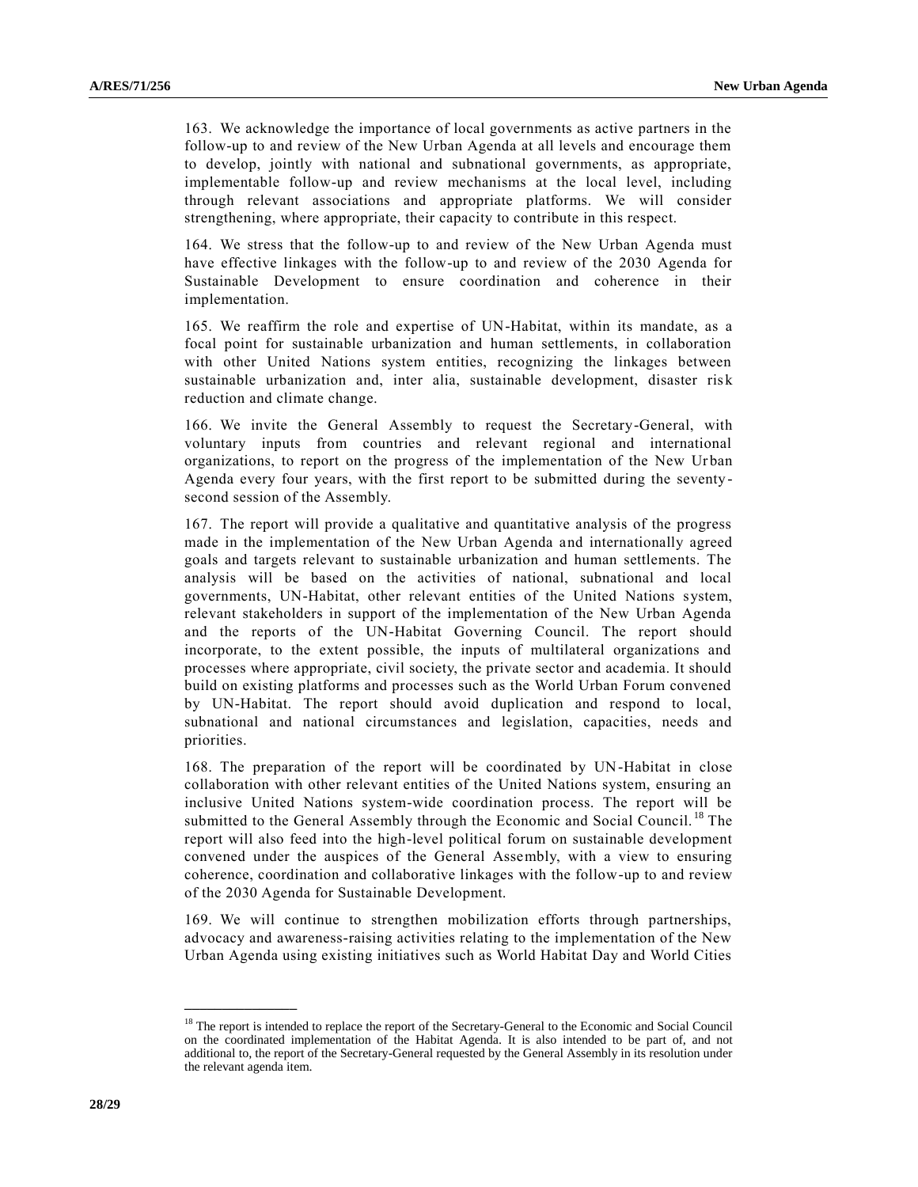163. We acknowledge the importance of local governments as active partners in the follow-up to and review of the New Urban Agenda at all levels and encourage them to develop, jointly with national and subnational governments, as appropriate, implementable follow-up and review mechanisms at the local level, including through relevant associations and appropriate platforms. We will consider strengthening, where appropriate, their capacity to contribute in this respect.

164. We stress that the follow-up to and review of the New Urban Agenda must have effective linkages with the follow-up to and review of the 2030 Agenda for Sustainable Development to ensure coordination and coherence in their implementation.

165. We reaffirm the role and expertise of UN-Habitat, within its mandate, as a focal point for sustainable urbanization and human settlements, in collaboration with other United Nations system entities, recognizing the linkages between sustainable urbanization and, inter alia, sustainable development, disaster risk reduction and climate change.

166. We invite the General Assembly to request the Secretary-General, with voluntary inputs from countries and relevant regional and international organizations, to report on the progress of the implementation of the New Urban Agenda every four years, with the first report to be submitted during the seventy-second session of the Assembly.

167. The report will provide a qualitative and quantitative analysis of the progress made in the implementation of the New Urban Agenda and internationally agreed goals and targets relevant to sustainable urbanization and human settlements. The analysis will be based on the activities of national, subnational and local governments, UN-Habitat, other relevant entities of the United Nations system, relevant stakeholders in support of the implementation of the New Urban Agenda and the reports of the UN-Habitat Governing Council. The report should incorporate, to the extent possible, the inputs of multilateral organizations and processes where appropriate, civil society, the private sector and academia. It should build on existing platforms and processes such as the World Urban Forum convened by UN-Habitat. The report should avoid duplication and respond to local, subnational and national circumstances and legislation, capacities, needs and priorities.

168. The preparation of the report will be coordinated by UN-Habitat in close collaboration with other relevant entities of the United Nations system, ensuring an inclusive United Nations system-wide coordination process. The report will be submitted to the General Assembly through the Economic and Social Council.[18] The report will also feed into the high-level political forum on sustainable development convened under the auspices of the General Assembly, with a view to ensuring coherence, coordination and collaborative linkages with the follow-up to and review of the 2030 Agenda for Sustainable Development.

169. We will continue to strengthen mobilization efforts through partnerships, advocacy and awareness-raising activities relating to the implementation of the New Urban Agenda using existing initiatives such as World Habitat Day and World Cities

---

[18] The report is intended to replace the report of the Secretary-General to the Economic and Social Council on the coordinated implementation of the Habitat Agenda. It is also intended to be part of, and not additional to, the report of the Secretary-General requested by the General Assembly in its resolution under the relevant agenda item.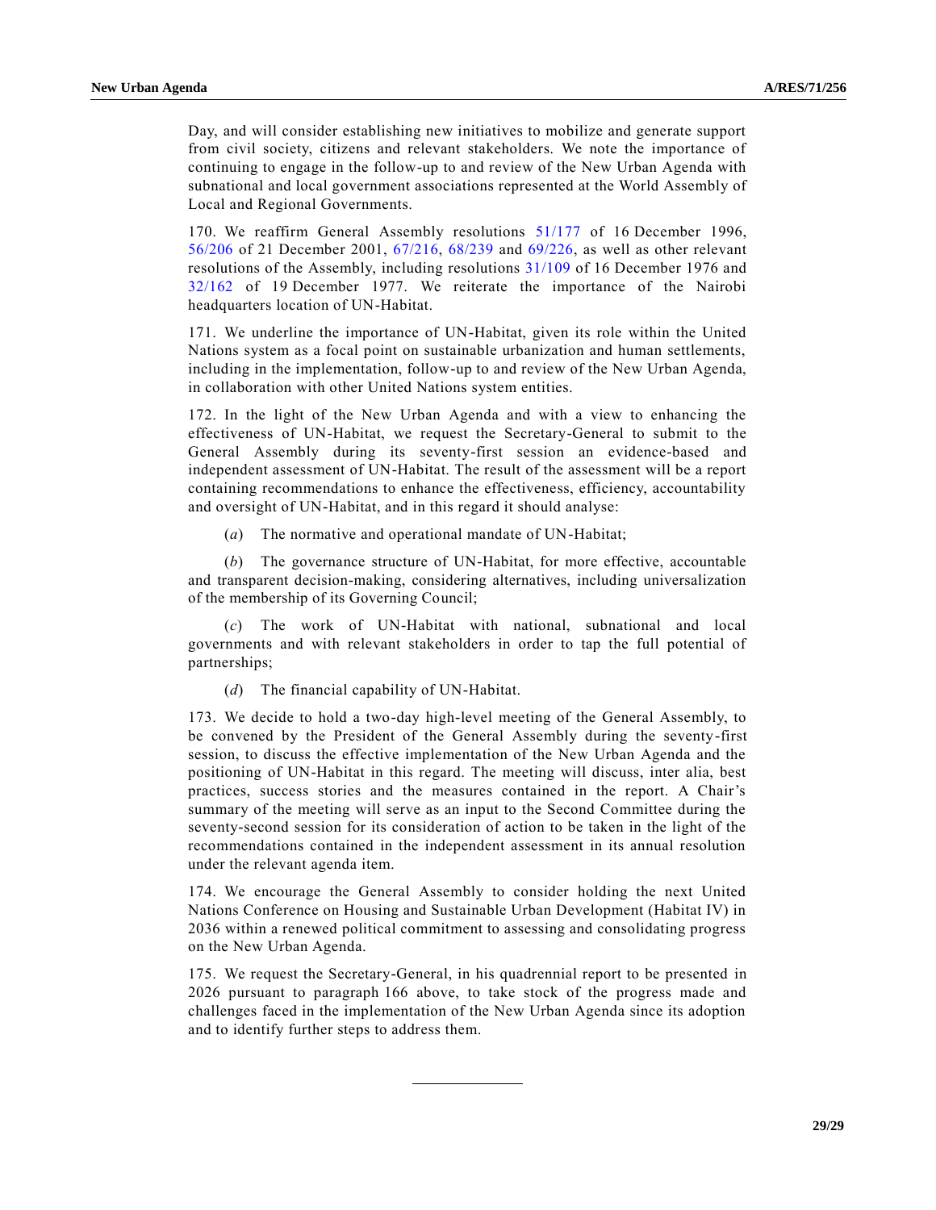Day, and will consider establishing new initiatives to mobilize and generate support from civil society, citizens and relevant stakeholders. We note the importance of continuing to engage in the follow-up to and review of the New Urban Agenda with subnational and local government associations represented at the World Assembly of Local and Regional Governments.

170. We reaffirm General Assembly resolutions 51/177 of 16 December 1996, 56/206 of 21 December 2001, 67/216, 68/239 and 69/226, as well as other relevant resolutions of the Assembly, including resolutions 31/109 of 16 December 1976 and 32/162 of 19 December 1977. We reiterate the importance of the Nairobi headquarters location of UN-Habitat.

171. We underline the importance of UN-Habitat, given its role within the United Nations system as a focal point on sustainable urbanization and human settlements, including in the implementation, follow-up to and review of the New Urban Agenda, in collaboration with other United Nations system entities.

172. In the light of the New Urban Agenda and with a view to enhancing the effectiveness of UN-Habitat, we request the Secretary-General to submit to the General Assembly during its seventy-first session an evidence-based and independent assessment of UN-Habitat. The result of the assessment will be a report containing recommendations to enhance the effectiveness, efficiency, accountability and oversight of UN-Habitat, and in this regard it should analyse:

(*a*) The normative and operational mandate of UN-Habitat;

(*b*) The governance structure of UN-Habitat, for more effective, accountable and transparent decision-making, considering alternatives, including universalization of the membership of its Governing Council;

(*c*) The work of UN-Habitat with national, subnational and local governments and with relevant stakeholders in order to tap the full potential of partnerships;

(*d*) The financial capability of UN-Habitat.

173. We decide to hold a two-day high-level meeting of the General Assembly, to be convened by the President of the General Assembly during the seventy-first session, to discuss the effective implementation of the New Urban Agenda and the positioning of UN-Habitat in this regard. The meeting will discuss, inter alia, best practices, success stories and the measures contained in the report. A Chair's summary of the meeting will serve as an input to the Second Committee during the seventy-second session for its consideration of action to be taken in the light of the recommendations contained in the independent assessment in its annual resolution under the relevant agenda item.

174. We encourage the General Assembly to consider holding the next United Nations Conference on Housing and Sustainable Urban Development (Habitat IV) in 2036 within a renewed political commitment to assessing and consolidating progress on the New Urban Agenda.

175. We request the Secretary-General, in his quadrennial report to be presented in 2026 pursuant to paragraph 166 above, to take stock of the progress made and challenges faced in the implementation of the New Urban Agenda since its adoption and to identify further steps to address them.